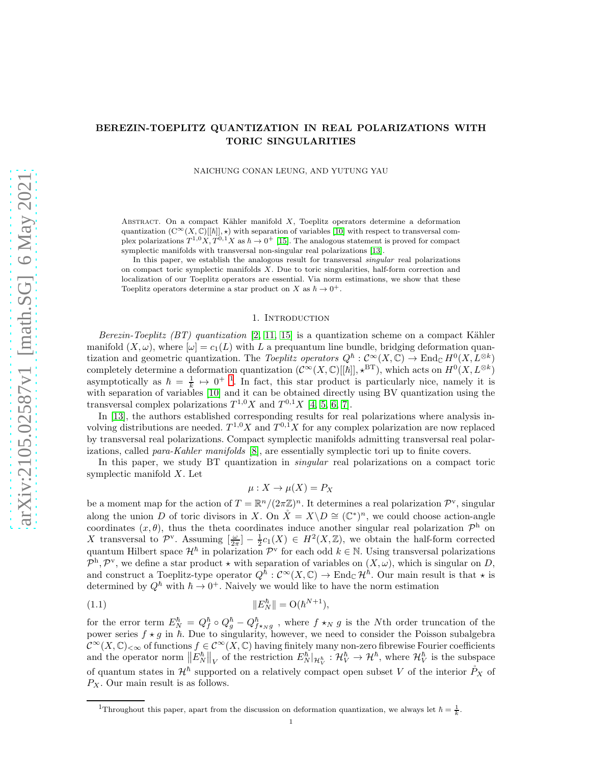# BEREZIN-TOEPLITZ QUANTIZATION IN REAL POLARIZATIONS WITH TORIC SINGULARITIES

NAICHUNG CONAN LEUNG, AND YUTUNG YAU

Abstract. On a compact Kähler manifold $X$, Toeplitz operators determine a deformation quantization $(\mathcal{C}^\infty(X,\mathbb{C})[[\hbar]],\star)$ with separation of variables [10] with respect to transversal complex polarizations $T^{1,0}X, T^{0,1}X$ as $\hbar \to 0^+$ [15]. The analogous statement is proved for compact symplectic manifolds with transversal non-singular real polarizations [13].

In this paper, we establish the analogous result for transversal *singular* real polarizations on compact toric symplectic manifolds $X$. Due to toric singularities, half-form correction and localization of our Toeplitz operators are essential. Via norm estimations, we show that these Toeplitz operators determine a star product on $X$ as $\hbar \to 0^+$.

## 1. Introduction

*Berezin-Toeplitz (BT) quantization* [2, 11, 15] is a quantization scheme on a compact Kähler manifold $(X,\omega)$, where $[\omega] = c_1(L)$ with $L$ a prequantum line bundle, bridging deformation quantization and geometric quantization. The *Toeplitz operators* $Q^\hbar : \mathcal{C}^\infty(X,\mathbb{C}) \to \operatorname{End}_{\mathbb{C}} H^0(X, L^{\otimes k})$ completely determine a deformation quantization $(\mathcal{C}^\infty(X,\mathbb{C})[[\hbar]], \star^{\mathrm{BT}})$, which acts on $H^0(X, L^{\otimes k})$ asymptotically as $\hbar = \frac{1}{k} \mapsto 0^+$ [1]. In fact, this star product is particularly nice, namely it is with separation of variables [10] and it can be obtained directly using BV quantization using the transversal complex polarizations $T^{1,0}X$ and $T^{0,1}X$ [4, 5, 6, 7].

In [13], the authors established corresponding results for real polarizations where analysis involving distributions are needed. $T^{1,0}X$ and $T^{0,1}X$ for any complex polarization are now replaced by transversal real polarizations. Compact symplectic manifolds admitting transversal real polarizations, called *para-Kahler manifolds* [8], are essentially symplectic tori up to finite covers.

In this paper, we study BT quantization in *singular* real polarizations on a compact toric symplectic manifold $X$. Let

$$\mu : X \to \mu(X) = P_X$$

be a moment map for the action of $T = \mathbb{R}^n/(2\pi\mathbb{Z})^n$. It determines a real polarization $\mathcal{P}^{\mathrm{v}}$, singular along the union $D$ of toric divisors in $X$. On $\mathring{X} = X \backslash D \cong (\mathbb{C}^*)^n$, we could choose action-angle coordinates $(x,\theta)$, thus the theta coordinates induce another singular real polarization $\mathcal{P}^{\mathrm{h}}$ on $X$ transversal to $\mathcal{P}^{\mathrm{v}}$. Assuming $[\frac{\omega}{2\pi}] - \frac{1}{2}c_1(X) \in H^2(X,\mathbb{Z})$, we obtain the half-form corrected quantum Hilbert space $\mathcal{H}^\hbar$ in polarization $\mathcal{P}^{\mathrm{v}}$ for each odd $k \in \mathbb{N}$. Using transversal polarizations $\mathcal{P}^{\mathrm{h}}, \mathcal{P}^{\mathrm{v}}$, we define a star product $\star$ with separation of variables on $(X,\omega)$, which is singular on $D$, and construct a Toeplitz-type operator $Q^\hbar : \mathcal{C}^\infty(X,\mathbb{C}) \to \operatorname{End}_{\mathbb{C}} \mathcal{H}^\hbar$. Our main result is that $\star$ is determined by $Q^\hbar$ with $\hbar \to 0^+$. Naively we would like to have the norm estimation

$$\|E_N^\hbar\| = \mathrm{O}(\hbar^{N+1}), \tag{1.1}$$

for the error term $E_N^\hbar = Q_f^\hbar \circ Q_g^\hbar - Q_{f\star_N g}^\hbar$, where $f \star_N g$ is the $N$th order truncation of the power series $f \star g$ in $\hbar$. Due to singularity, however, we need to consider the Poisson subalgebra $\mathcal{C}^\infty(X,\mathbb{C})_{<\infty}$ of functions $f \in \mathcal{C}^\infty(X,\mathbb{C})$ having finitely many non-zero fibrewise Fourier coefficients and the operator norm $\left\|E_N^\hbar\right\|_V$ of the restriction $E_N^\hbar|_{\mathcal{H}_V^\hbar} : \mathcal{H}_V^\hbar \to \mathcal{H}^\hbar$, where $\mathcal{H}_V^\hbar$ is the subspace of quantum states in $\mathcal{H}^\hbar$ supported on a relatively compact open subset $V$ of the interior $\mathring{P}_X$ of $P_X$. Our main result is as follows.

[1] Throughout this paper, apart from the discussion on deformation quantization, we always let $\hbar = \frac{1}{k}$.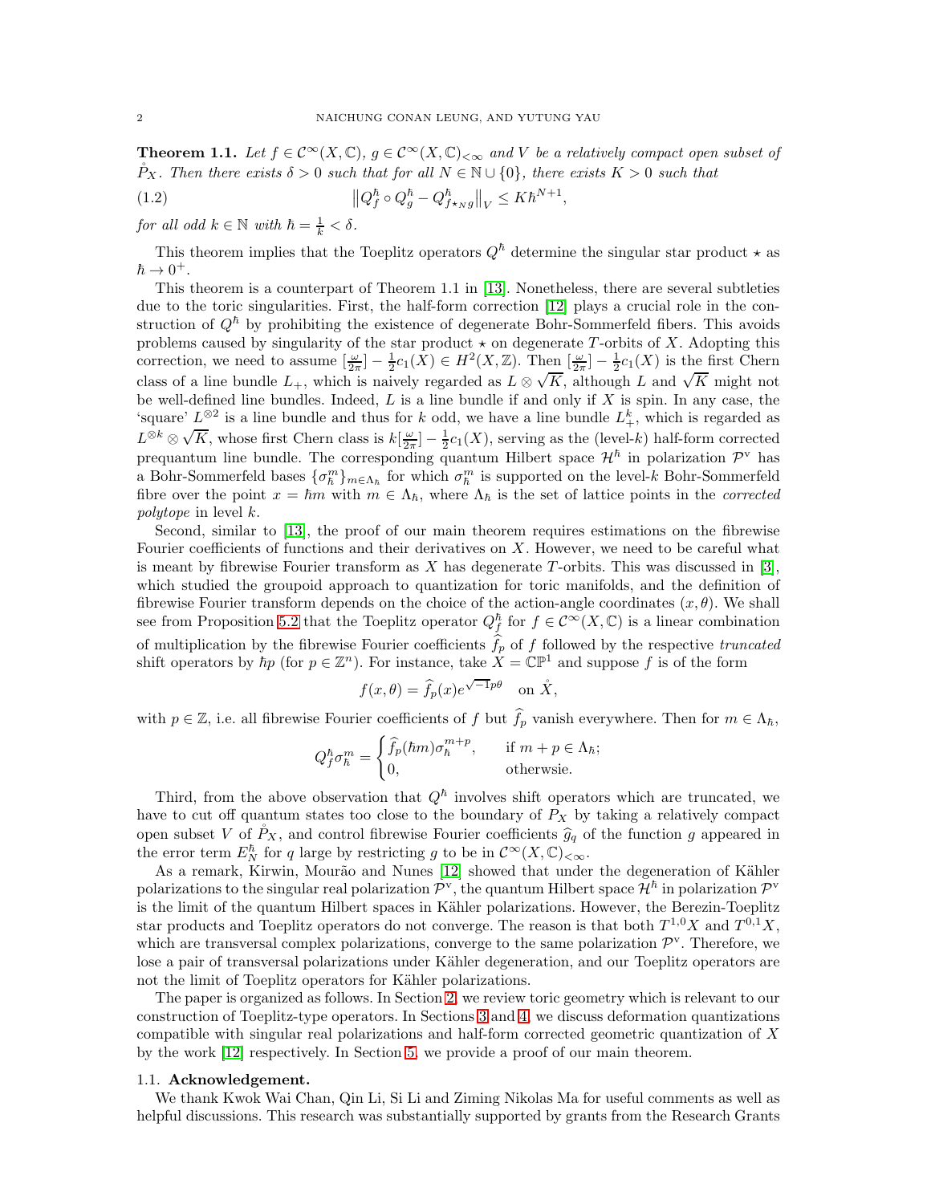**Theorem 1.1.** *Let $f \in \mathcal{C}^\infty(X, \mathbb{C})$, $g \in \mathcal{C}^\infty(X, \mathbb{C})_{<\infty}$ and $V$ be a relatively compact open subset of $\mathring{P}_X$. Then there exists $\delta > 0$ such that for all $N \in \mathbb{N} \cup \{0\}$, there exists $K > 0$ such that*

$$\left\| Q_f^\hbar \circ Q_g^\hbar - Q_{f \star_N g}^\hbar \right\|_V \leq K\hbar^{N+1}, \tag{1.2}$$

*for all odd $k \in \mathbb{N}$ with $\hbar = \frac{1}{k} < \delta$.*

This theorem implies that the Toeplitz operators $Q^\hbar$ determine the singular star product $\star$ as $\hbar \to 0^+$.

This theorem is a counterpart of Theorem 1.1 in [13]. Nonetheless, there are several subtleties due to the toric singularities. First, the half-form correction [12] plays a crucial role in the construction of $Q^\hbar$ by prohibiting the existence of degenerate Bohr-Sommerfeld fibers. This avoids problems caused by singularity of the star product $\star$ on degenerate $T$-orbits of $X$. Adopting this correction, we need to assume $[\frac{\omega}{2\pi}] - \frac{1}{2}c_1(X) \in H^2(X, \mathbb{Z})$. Then $[\frac{\omega}{2\pi}] - \frac{1}{2}c_1(X)$ is the first Chern class of a line bundle $L_+$, which is naively regarded as $L \otimes \sqrt{K}$, although $L$ and $\sqrt{K}$ might not be well-defined line bundles. Indeed, $L$ is a line bundle if and only if $X$ is spin. In any case, the 'square' $L^{\otimes 2}$ is a line bundle and thus for $k$ odd, we have a line bundle $L_+^k$, which is regarded as $L^{\otimes k} \otimes \sqrt{K}$, whose first Chern class is $k[\frac{\omega}{2\pi}] - \frac{1}{2}c_1(X)$, serving as the (level-$k$) half-form corrected prequantum line bundle. The corresponding quantum Hilbert space $\mathcal{H}^\hbar$ in polarization $\mathcal{P}^{\mathrm{v}}$ has a Bohr-Sommerfeld bases $\{\sigma_\hbar^m\}_{m \in \Lambda_\hbar}$ for which $\sigma_\hbar^m$ is supported on the level-$k$ Bohr-Sommerfeld fibre over the point $x = \hbar m$ with $m \in \Lambda_\hbar$, where $\Lambda_\hbar$ is the set of lattice points in the *corrected polytope* in level $k$.

Second, similar to [13], the proof of our main theorem requires estimations on the fibrewise Fourier coefficients of functions and their derivatives on $X$. However, we need to be careful what is meant by fibrewise Fourier transform as $X$ has degenerate $T$-orbits. This was discussed in [3], which studied the groupoid approach to quantization for toric manifolds, and the definition of fibrewise Fourier transform depends on the choice of the action-angle coordinates $(x, \theta)$. We shall see from Proposition 5.2 that the Toeplitz operator $Q_f^\hbar$ for $f \in \mathcal{C}^\infty(X, \mathbb{C})$ is a linear combination of multiplication by the fibrewise Fourier coefficients $\widehat{f}_p$ of $f$ followed by the respective *truncated* shift operators by $\hbar p$ (for $p \in \mathbb{Z}^n$). For instance, take $X = \mathbb{CP}^1$ and suppose $f$ is of the form

$$f(x, \theta) = \widehat{f}_p(x) e^{\sqrt{-1}p\theta} \quad \text{on } \mathring{X},$$

with $p \in \mathbb{Z}$, i.e. all fibrewise Fourier coefficients of $f$ but $\widehat{f}_p$ vanish everywhere. Then for $m \in \Lambda_\hbar$,

$$Q_f^\hbar \sigma_\hbar^m = \begin{cases} \widehat{f}_p(\hbar m) \sigma_\hbar^{m+p}, & \text{if } m + p \in \Lambda_\hbar; \\ 0, & \text{otherwsie.} \end{cases}$$

Third, from the above observation that $Q^\hbar$ involves shift operators which are truncated, we have to cut off quantum states too close to the boundary of $P_X$ by taking a relatively compact open subset $V$ of $\mathring{P}_X$, and control fibrewise Fourier coefficients $\widehat{g}_q$ of the function $g$ appeared in the error term $E_N^\hbar$ for $q$ large by restricting $g$ to be in $\mathcal{C}^\infty(X, \mathbb{C})_{<\infty}$.

As a remark, Kirwin, Mourão and Nunes [12] showed that under the degeneration of Kähler polarizations to the singular real polarization $\mathcal{P}^{\mathrm{v}}$, the quantum Hilbert space $\mathcal{H}^\hbar$ in polarization $\mathcal{P}^{\mathrm{v}}$ is the limit of the quantum Hilbert spaces in Kähler polarizations. However, the Berezin-Toeplitz star products and Toeplitz operators do not converge. The reason is that both $T^{1,0}X$ and $T^{0,1}X$, which are transversal complex polarizations, converge to the same polarization $\mathcal{P}^{\mathrm{v}}$. Therefore, we lose a pair of transversal polarizations under Kähler degeneration, and our Toeplitz operators are not the limit of Toeplitz operators for Kähler polarizations.

The paper is organized as follows. In Section 2, we review toric geometry which is relevant to our construction of Toeplitz-type operators. In Sections 3 and 4, we discuss deformation quantizations compatible with singular real polarizations and half-form corrected geometric quantization of $X$ by the work [12] respectively. In Section 5, we provide a proof of our main theorem.

### 1.1. Acknowledgement.

We thank Kwok Wai Chan, Qin Li, Si Li and Ziming Nikolas Ma for useful comments as well as helpful discussions. This research was substantially supported by grants from the Research Grants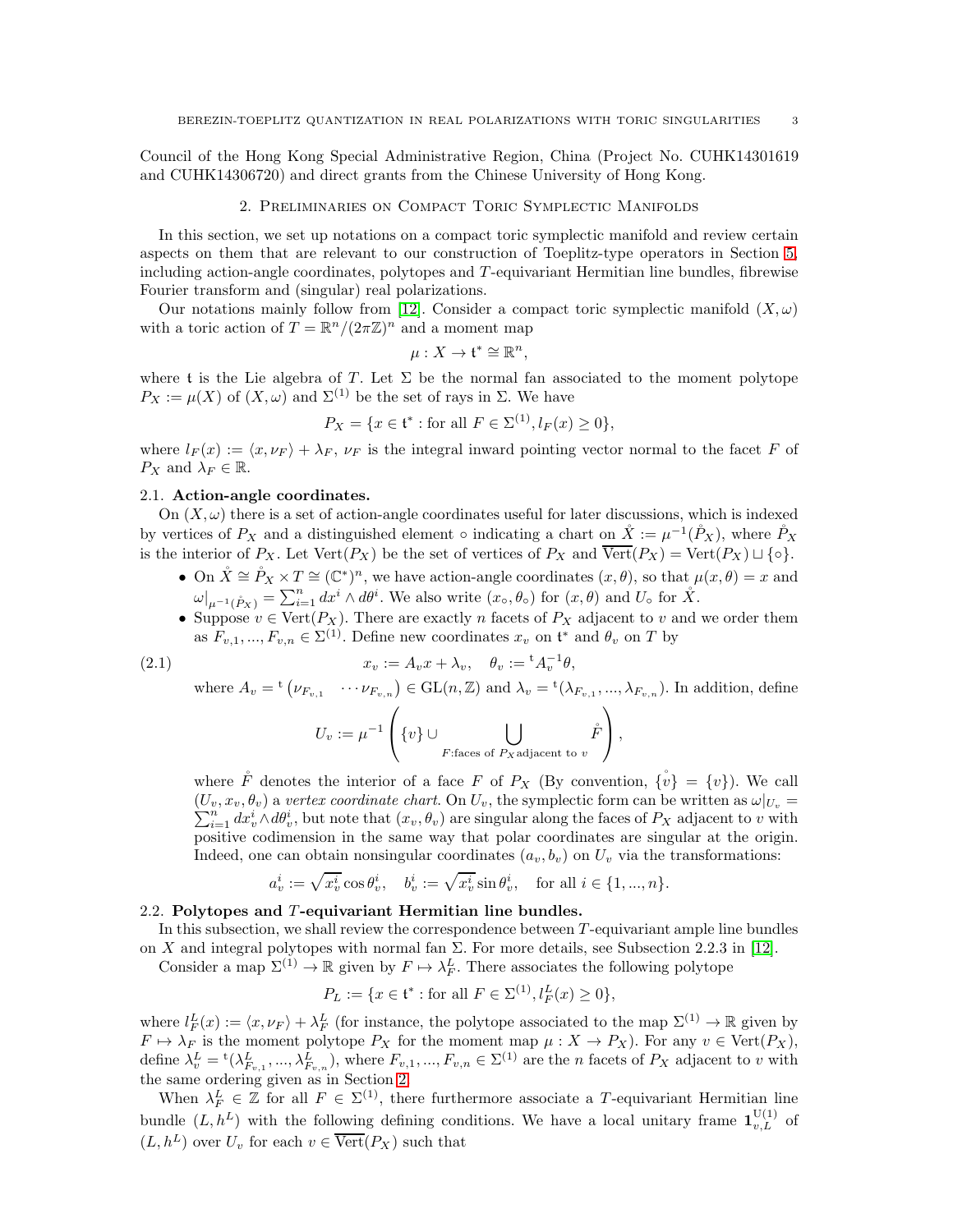Council of the Hong Kong Special Administrative Region, China (Project No. CUHK14301619 and CUHK14306720) and direct grants from the Chinese University of Hong Kong.

## 2. Preliminaries on Compact Toric Symplectic Manifolds

In this section, we set up notations on a compact toric symplectic manifold and review certain aspects on them that are relevant to our construction of Toeplitz-type operators in Section 5, including action-angle coordinates, polytopes and $T$-equivariant Hermitian line bundles, fibrewise Fourier transform and (singular) real polarizations.

Our notations mainly follow from [12]. Consider a compact toric symplectic manifold $(X, \omega)$ with a toric action of $T = \mathbb{R}^n/(2\pi\mathbb{Z})^n$ and a moment map

$$\mu : X \to \mathfrak{t}^* \cong \mathbb{R}^n,$$

where $\mathfrak{t}$ is the Lie algebra of $T$. Let $\Sigma$ be the normal fan associated to the moment polytope $P_X := \mu(X)$ of $(X, \omega)$ and $\Sigma^{(1)}$ be the set of rays in $\Sigma$. We have

$$P_X = \{x \in \mathfrak{t}^* : \text{for all } F \in \Sigma^{(1)}, l_F(x) \geq 0\},$$

where $l_F(x) := \langle x, \nu_F \rangle + \lambda_F$, $\nu_F$ is the integral inward pointing vector normal to the facet $F$ of $P_X$ and $\lambda_F \in \mathbb{R}$.

### 2.1. Action-angle coordinates.

On $(X, \omega)$ there is a set of action-angle coordinates useful for later discussions, which is indexed by vertices of $P_X$ and a distinguished element $\circ$ indicating a chart on $\mathring{X} := \mu^{-1}(\mathring{P}_X)$, where $\mathring{P}_X$ is the interior of $P_X$. Let $\mathrm{Vert}(P_X)$ be the set of vertices of $P_X$ and $\overline{\mathrm{Vert}}(P_X) = \mathrm{Vert}(P_X) \sqcup \{\circ\}$.

- On $\mathring{X} \cong \mathring{P}_X \times T \cong (\mathbb{C}^*)^n$, we have action-angle coordinates $(x, \theta)$, so that $\mu(x, \theta) = x$ and $\omega|_{\mu^{-1}(\mathring{P}_X)} = \sum_{i=1}^n dx^i \wedge d\theta^i$. We also write $(x_\circ, \theta_\circ)$ for $(x, \theta)$ and $U_\circ$ for $\mathring{X}$.
- Suppose $v \in \mathrm{Vert}(P_X)$. There are exactly $n$ facets of $P_X$ adjacent to $v$ and we order them as $F_{v,1}, ..., F_{v,n} \in \Sigma^{(1)}$. Define new coordinates $x_v$ on $\mathfrak{t}^*$ and $\theta_v$ on $T$ by

$$x_v := A_v x + \lambda_v, \quad \theta_v := {}^{\mathrm{t}}A_v^{-1}\theta, \tag{2.1}$$

  where $A_v = {}^{\mathrm{t}}\begin{pmatrix} \nu_{F_{v,1}} & \cdots \nu_{F_{v,n}} \end{pmatrix} \in \mathrm{GL}(n, \mathbb{Z})$ and $\lambda_v = {}^{\mathrm{t}}(\lambda_{F_{v,1}}, ..., \lambda_{F_{v,n}})$. In addition, define

$$U_v := \mu^{-1}\left(\{v\} \cup \bigcup_{F: \text{faces of } P_X \text{adjacent to } v} \mathring{F}\right),$$

  where $\mathring{F}$ denotes the interior of a face $F$ of $P_X$ (By convention, $\mathring{\{v\}} = \{v\}$). We call $(U_v, x_v, \theta_v)$ a *vertex coordinate chart*. On $U_v$, the symplectic form can be written as $\omega|_{U_v} = \sum_{i=1}^n dx_v^i \wedge d\theta_v^i$, but note that $(x_v, \theta_v)$ are singular along the faces of $P_X$ adjacent to $v$ with positive codimension in the same way that polar coordinates are singular at the origin. Indeed, one can obtain nonsingular coordinates $(a_v, b_v)$ on $U_v$ via the transformations:

$$a_v^i := \sqrt{x_v^i}\cos\theta_v^i, \quad b_v^i := \sqrt{x_v^i}\sin\theta_v^i, \quad \text{for all } i \in \{1, ..., n\}.$$

### 2.2. Polytopes and $T$-equivariant Hermitian line bundles.

In this subsection, we shall review the correspondence between $T$-equivariant ample line bundles on $X$ and integral polytopes with normal fan $\Sigma$. For more details, see Subsection 2.2.3 in [12].

Consider a map $\Sigma^{(1)} \to \mathbb{R}$ given by $F \mapsto \lambda_F^L$. There associates the following polytope

$$P_L := \{x \in \mathfrak{t}^* : \text{for all } F \in \Sigma^{(1)}, l_F^L(x) \geq 0\},$$

where $l_F^L(x) := \langle x, \nu_F \rangle + \lambda_F^L$ (for instance, the polytope associated to the map $\Sigma^{(1)} \to \mathbb{R}$ given by $F \mapsto \lambda_F$ is the moment polytope $P_X$ for the moment map $\mu : X \to P_X$). For any $v \in \mathrm{Vert}(P_X)$, define $\lambda_v^L = {}^{\mathrm{t}}(\lambda_{F_{v,1}}^L, ..., \lambda_{F_{v,n}}^L)$, where $F_{v,1}, ..., F_{v,n} \in \Sigma^{(1)}$ are the $n$ facets of $P_X$ adjacent to $v$ with the same ordering given as in Section 2.

When $\lambda_F^L \in \mathbb{Z}$ for all $F \in \Sigma^{(1)}$, there furthermore associate a $T$-equivariant Hermitian line bundle $(L, h^L)$ with the following defining conditions. We have a local unitary frame $\mathbf{1}_{v,L}^{\mathrm{U}(1)}$ of $(L, h^L)$ over $U_v$ for each $v \in \overline{\mathrm{Vert}}(P_X)$ such that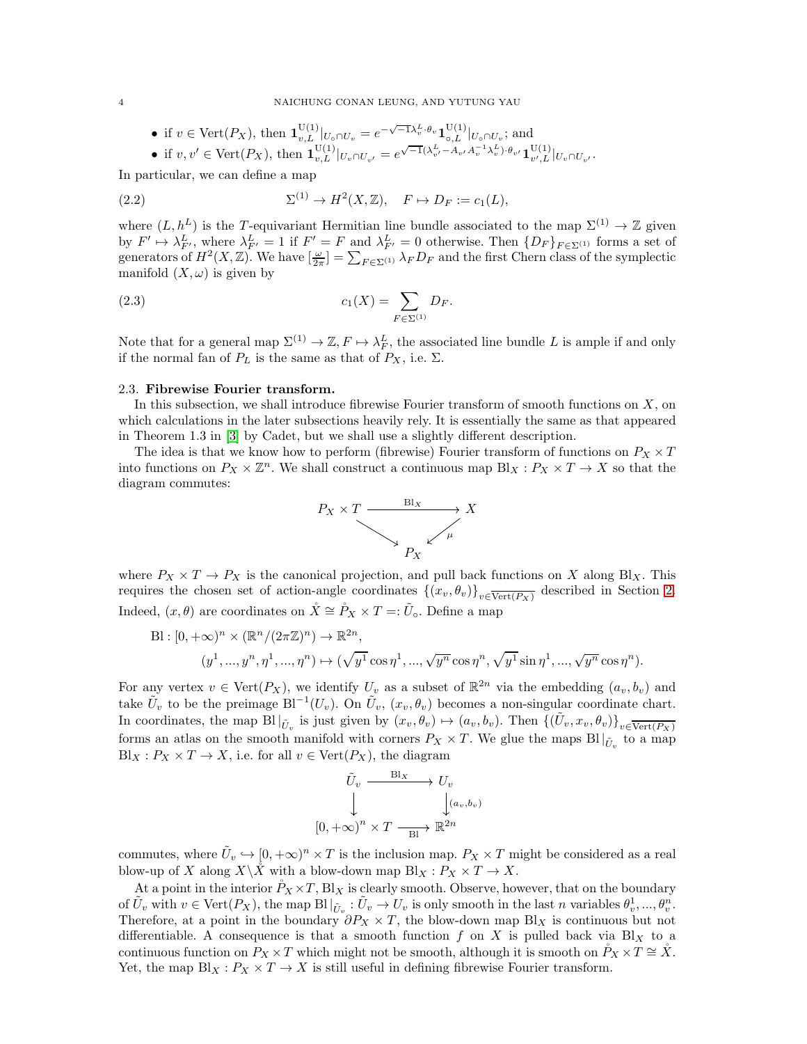- if $v \in \mathrm{Vert}(P_X)$, then $\mathbf{1}^{\mathrm{U}(1)}_{v,L}|_{U_\circ \cap U_v} = e^{-\sqrt{-1}\lambda^L_v \cdot \theta_v} \mathbf{1}^{\mathrm{U}(1)}_{\circ,L}|_{U_\circ \cap U_v}$; and
- if $v, v' \in \mathrm{Vert}(P_X)$, then $\mathbf{1}^{\mathrm{U}(1)}_{v,L}|_{U_v \cap U_{v'}} = e^{\sqrt{-1}(\lambda^L_{v'} - A_{v'} A_v^{-1} \lambda^L_v)\cdot \theta_{v'}} \mathbf{1}^{\mathrm{U}(1)}_{v',L}|_{U_v \cap U_{v'}}$.

In particular, we can define a map

$$\Sigma^{(1)} \to H^2(X, \mathbb{Z}), \quad F \mapsto D_F := c_1(L), \tag{2.2}$$

where $(L, h^L)$ is the $T$-equivariant Hermitian line bundle associated to the map $\Sigma^{(1)} \to \mathbb{Z}$ given by $F' \mapsto \lambda^L_{F'}$, where $\lambda^L_{F'} = 1$ if $F' = F$ and $\lambda^L_{F'} = 0$ otherwise. Then $\{D_F\}_{F \in \Sigma^{(1)}}$ forms a set of generators of $H^2(X, \mathbb{Z})$. We have $[\frac{\omega}{2\pi}] = \sum_{F \in \Sigma^{(1)}} \lambda_F D_F$ and the first Chern class of the symplectic manifold $(X, \omega)$ is given by

$$c_1(X) = \sum_{F \in \Sigma^{(1)}} D_F. \tag{2.3}$$

Note that for a general map $\Sigma^{(1)} \to \mathbb{Z}, F \mapsto \lambda^L_F$, the associated line bundle $L$ is ample if and only if the normal fan of $P_L$ is the same as that of $P_X$, i.e. $\Sigma$.

### 2.3. Fibrewise Fourier transform.

In this subsection, we shall introduce fibrewise Fourier transform of smooth functions on $X$, on which calculations in the later subsections heavily rely. It is essentially the same as that appeared in Theorem 1.3 in [3] by Cadet, but we shall use a slightly different description.

The idea is that we know how to perform (fibrewise) Fourier transform of functions on $P_X \times T$ into functions on $P_X \times \mathbb{Z}^n$. We shall construct a continuous map $\mathrm{Bl}_X : P_X \times T \to X$ so that the diagram commutes:

$$\begin{array}{ccc} P_X \times T & \xrightarrow{\ \mathrm{Bl}_X\ } & X \\ & \searrow \quad \swarrow_{\mu} & \\ & P_X & \end{array}$$

where $P_X \times T \to P_X$ is the canonical projection, and pull back functions on $X$ along $\mathrm{Bl}_X$. This requires the chosen set of action-angle coordinates $\{(x_v, \theta_v)\}_{v \in \overline{\mathrm{Vert}(P_X)}}$ described in Section 2. Indeed, $(x, \theta)$ are coordinates on $\mathring{X} \cong \mathring{P}_X \times T =: \tilde{U}_\circ$. Define a map

$$\begin{aligned} \mathrm{Bl} : [0, +\infty)^n \times (\mathbb{R}^n/(2\pi\mathbb{Z})^n) &\to \mathbb{R}^{2n}, \\ (y^1, ..., y^n, \eta^1, ..., \eta^n) &\mapsto (\sqrt{y^1}\cos\eta^1, ..., \sqrt{y^n}\cos\eta^n, \sqrt{y^1}\sin\eta^1, ..., \sqrt{y^n}\cos\eta^n). \end{aligned}$$

For any vertex $v \in \mathrm{Vert}(P_X)$, we identify $U_v$ as a subset of $\mathbb{R}^{2n}$ via the embedding $(a_v, b_v)$ and take $\tilde{U}_v$ to be the preimage $\mathrm{Bl}^{-1}(U_v)$. On $\tilde{U}_v$, $(x_v, \theta_v)$ becomes a non-singular coordinate chart. In coordinates, the map $\mathrm{Bl}|_{\tilde{U}_v}$ is just given by $(x_v, \theta_v) \mapsto (a_v, b_v)$. Then $\{(\tilde{U}_v, x_v, \theta_v)\}_{v \in \overline{\mathrm{Vert}(P_X)}}$ forms an atlas on the smooth manifold with corners $P_X \times T$. We glue the maps $\mathrm{Bl}|_{\tilde{U}_v}$ to a map $\mathrm{Bl}_X : P_X \times T \to X$, i.e. for all $v \in \mathrm{Vert}(P_X)$, the diagram

$$\begin{array}{ccc} \tilde{U}_v & \xrightarrow{\ \mathrm{Bl}_X\ } & U_v \\ \big\downarrow & & \big\downarrow{\scriptstyle (a_v, b_v)} \\ [0, +\infty)^n \times T & \xrightarrow[\ \mathrm{Bl}\ ]{} & \mathbb{R}^{2n} \end{array}$$

commutes, where $\tilde{U}_v \hookrightarrow [0, +\infty)^n \times T$ is the inclusion map. $P_X \times T$ might be considered as a real blow-up of $X$ along $X \backslash \mathring{X}$ with a blow-down map $\mathrm{Bl}_X : P_X \times T \to X$.

At a point in the interior $\mathring{P}_X \times T$, $\mathrm{Bl}_X$ is clearly smooth. Observe, however, that on the boundary of $\tilde{U}_v$ with $v \in \mathrm{Vert}(P_X)$, the map $\mathrm{Bl}|_{\tilde{U}_v} : \tilde{U}_v \to U_v$ is only smooth in the last $n$ variables $\theta^1_v, ..., \theta^n_v$. Therefore, at a point in the boundary $\partial P_X \times T$, the blow-down map $\mathrm{Bl}_X$ is continuous but not differentiable. A consequence is that a smooth function $f$ on $X$ is pulled back via $\mathrm{Bl}_X$ to a continuous function on $P_X \times T$ which might not be smooth, although it is smooth on $\mathring{P}_X \times T \cong \mathring{X}$. Yet, the map $\mathrm{Bl}_X : P_X \times T \to X$ is still useful in defining fibrewise Fourier transform.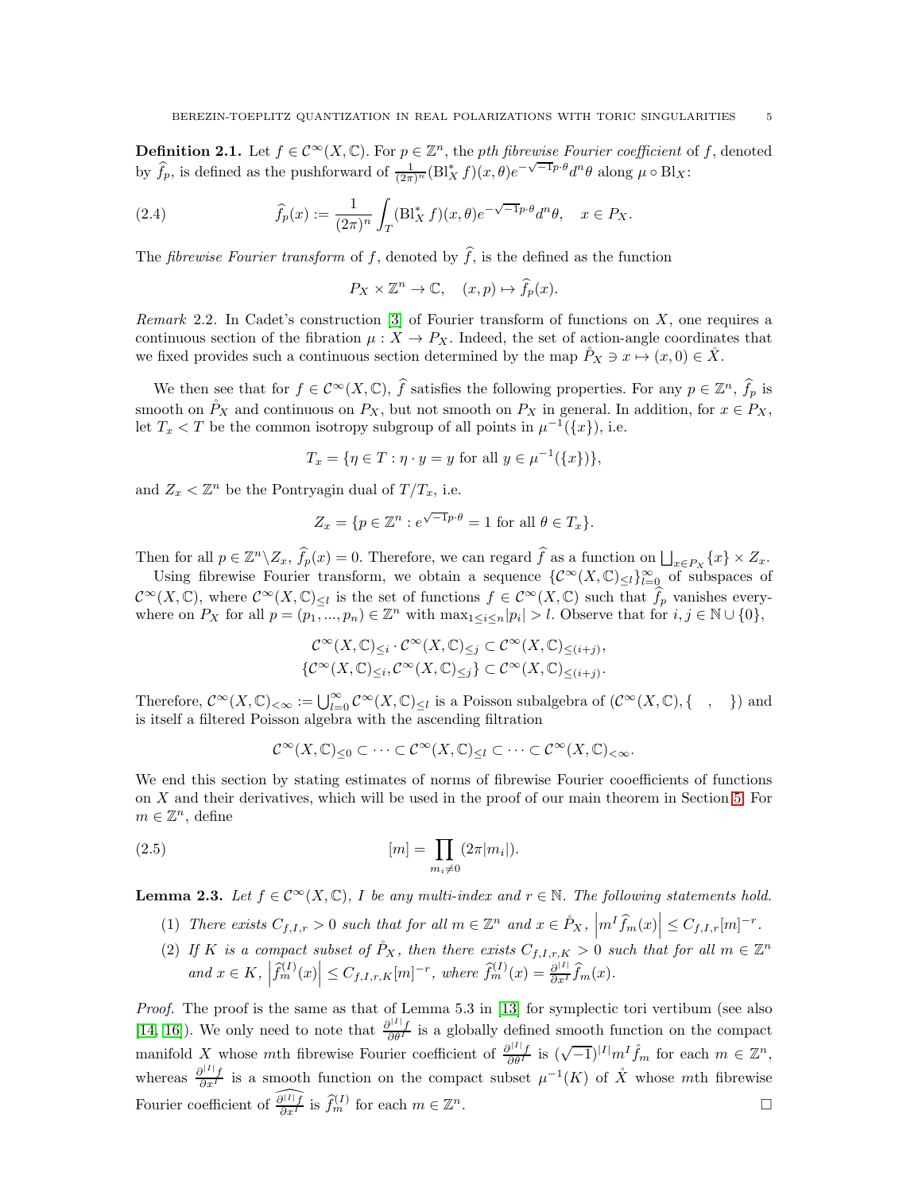**Definition 2.1.** Let $f \in \mathcal{C}^\infty(X, \mathbb{C})$. For $p \in \mathbb{Z}^n$, the *pth fibrewise Fourier coefficient* of $f$, denoted by $\widehat{f}_p$, is defined as the pushforward of $\frac{1}{(2\pi)^n}(\mathrm{Bl}_X^* f)(x,\theta)e^{-\sqrt{-1}p\cdot\theta}d^n\theta$ along $\mu \circ \mathrm{Bl}_X$:

$$\widehat{f}_p(x) := \frac{1}{(2\pi)^n}\int_T (\mathrm{Bl}_X^* f)(x,\theta)e^{-\sqrt{-1}p\cdot\theta}d^n\theta, \quad x \in P_X. \tag{2.4}$$

The *fibrewise Fourier transform* of $f$, denoted by $\widehat{f}$, is the defined as the function

$$P_X \times \mathbb{Z}^n \to \mathbb{C}, \quad (x,p) \mapsto \widehat{f}_p(x).$$

*Remark* 2.2. In Cadet's construction [3] of Fourier transform of functions on $X$, one requires a continuous section of the fibration $\mu : X \to P_X$. Indeed, the set of action-angle coordinates that we fixed provides such a continuous section determined by the map $\mathring{P}_X \ni x \mapsto (x, 0) \in \mathring{X}$.

We then see that for $f \in \mathcal{C}^\infty(X, \mathbb{C})$, $\widehat{f}$ satisfies the following properties. For any $p \in \mathbb{Z}^n$, $\widehat{f}_p$ is smooth on $\mathring{P}_X$ and continuous on $P_X$, but not smooth on $P_X$ in general. In addition, for $x \in P_X$, let $T_x < T$ be the common isotropy subgroup of all points in $\mu^{-1}(\{x\})$, i.e.

$$T_x = \{\eta \in T : \eta \cdot y = y \text{ for all } y \in \mu^{-1}(\{x\})\},$$

and $Z_x < \mathbb{Z}^n$ be the Pontryagin dual of $T/T_x$, i.e.

$$Z_x = \{p \in \mathbb{Z}^n : e^{\sqrt{-1}p\cdot\theta} = 1 \text{ for all } \theta \in T_x\}.$$

Then for all $p \in \mathbb{Z}^n \backslash Z_x$, $\widehat{f}_p(x) = 0$. Therefore, we can regard $\widehat{f}$ as a function on $\bigsqcup_{x\in P_X}\{x\} \times Z_x$.

Using fibrewise Fourier transform, we obtain a sequence $\{\mathcal{C}^\infty(X, \mathbb{C})_{\leq l}\}_{l=0}^\infty$ of subspaces of $\mathcal{C}^\infty(X, \mathbb{C})$, where $\mathcal{C}^\infty(X, \mathbb{C})_{\leq l}$ is the set of functions $f \in \mathcal{C}^\infty(X, \mathbb{C})$ such that $\widehat{f}_p$ vanishes everywhere on $P_X$ for all $p = (p_1, ..., p_n) \in \mathbb{Z}^n$ with $\max_{1\leq i\leq n}|p_i| > l$. Observe that for $i, j \in \mathbb{N} \cup \{0\}$,

$$\mathcal{C}^\infty(X, \mathbb{C})_{\leq i} \cdot \mathcal{C}^\infty(X, \mathbb{C})_{\leq j} \subset \mathcal{C}^\infty(X, \mathbb{C})_{\leq(i+j)},$$
$$\{\mathcal{C}^\infty(X, \mathbb{C})_{\leq i}, \mathcal{C}^\infty(X, \mathbb{C})_{\leq j}\} \subset \mathcal{C}^\infty(X, \mathbb{C})_{\leq(i+j)}.$$

Therefore, $\mathcal{C}^\infty(X, \mathbb{C})_{<\infty} := \bigcup_{l=0}^\infty \mathcal{C}^\infty(X, \mathbb{C})_{\leq l}$ is a Poisson subalgebra of $(\mathcal{C}^\infty(X, \mathbb{C}), \{\quad,\quad\})$ and is itself a filtered Poisson algebra with the ascending filtration

$$\mathcal{C}^\infty(X, \mathbb{C})_{\leq 0} \subset \cdots \subset \mathcal{C}^\infty(X, \mathbb{C})_{\leq l} \subset \cdots \subset \mathcal{C}^\infty(X, \mathbb{C})_{<\infty}.$$

We end this section by stating estimates of norms of fibrewise Fourier cooefficients of functions on $X$ and their derivatives, which will be used in the proof of our main theorem in Section 5. For $m \in \mathbb{Z}^n$, define

$$[m] = \prod_{m_i\neq 0}(2\pi|m_i|). \tag{2.5}$$

**Lemma 2.3.** *Let $f \in \mathcal{C}^\infty(X, \mathbb{C})$, $I$ be any multi-index and $r \in \mathbb{N}$. The following statements hold.*

1. *There exists $C_{f,I,r} > 0$ such that for all $m \in \mathbb{Z}^n$ and $x \in \mathring{P}_X$, $\left|m^I\widehat{f}_m(x)\right| \leq C_{f,I,r}[m]^{-r}$.*
2. *If $K$ is a compact subset of $\mathring{P}_X$, then there exists $C_{f,I,r,K} > 0$ such that for all $m \in \mathbb{Z}^n$ and $x \in K$, $\left|\widehat{f}_m^{(I)}(x)\right| \leq C_{f,I,r,K}[m]^{-r}$, where $\widehat{f}_m^{(I)}(x) = \frac{\partial^{|I|}}{\partial x^I}\widehat{f}_m(x)$.*

*Proof.* The proof is the same as that of Lemma 5.3 in [13] for symplectic tori vertibum (see also [14, 16]). We only need to note that $\frac{\partial^{|I|}f}{\partial\theta^I}$ is a globally defined smooth function on the compact manifold $X$ whose $m$th fibrewise Fourier coefficient of $\frac{\partial^{|I|}f}{\partial\theta^I}$ is $(\sqrt{-1})^{|I|}m^I\hat{f}_m$ for each $m \in \mathbb{Z}^n$, whereas $\frac{\partial^{|I|}f}{\partial x^I}$ is a smooth function on the compact subset $\mu^{-1}(K)$ of $\mathring{X}$ whose $m$th fibrewise Fourier coefficient of $\widehat{\frac{\partial^{|I|}f}{\partial x^I}}$ is $\widehat{f}_m^{(I)}$ for each $m \in \mathbb{Z}^n$. $\square$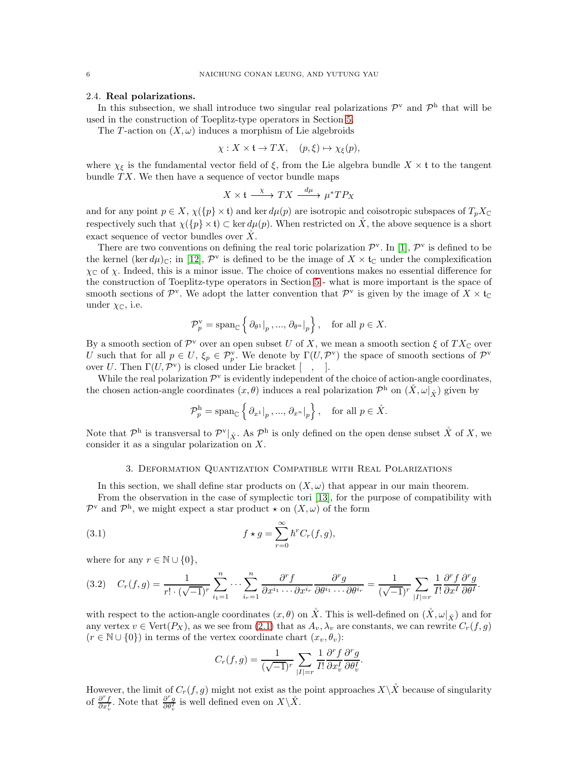## 2.4. Real polarizations.

In this subsection, we shall introduce two singular real polarizations $\mathcal{P}^{\mathrm{v}}$ and $\mathcal{P}^{\mathrm{h}}$ that will be used in the construction of Toeplitz-type operators in Section 5.

The $T$-action on $(X, \omega)$ induces a morphism of Lie algebroids

$$\chi : X \times \mathfrak{t} \to TX, \quad (p, \xi) \mapsto \chi_\xi(p),$$

where $\chi_\xi$ is the fundamental vector field of $\xi$, from the Lie algebra bundle $X \times \mathfrak{t}$ to the tangent bundle $TX$. We then have a sequence of vector bundle maps

$$X \times \mathfrak{t} \xrightarrow{\ \chi\ } TX \xrightarrow{\ d\mu\ } \mu^* TP_X$$

and for any point $p \in X$, $\chi(\{p\} \times \mathfrak{t})$ and $\ker d\mu(p)$ are isotropic and coisotropic subspaces of $T_p X_{\mathbb{C}}$ respectively such that $\chi(\{p\} \times \mathfrak{t}) \subset \ker d\mu(p)$. When restricted on $\mathring{X}$, the above sequence is a short exact sequence of vector bundles over $\mathring{X}$.

There are two conventions on defining the real toric polarization $\mathcal{P}^{\mathrm{v}}$. In [1], $\mathcal{P}^{\mathrm{v}}$ is defined to be the kernel $(\ker d\mu)_{\mathbb{C}}$; in [12], $\mathcal{P}^{\mathrm{v}}$ is defined to be the image of $X \times \mathfrak{t}_{\mathbb{C}}$ under the complexification $\chi_{\mathbb{C}}$ of $\chi$. Indeed, this is a minor issue. The choice of conventions makes no essential difference for the construction of Toeplitz-type operators in Section 5 - what is more important is the space of smooth sections of $\mathcal{P}^{\mathrm{v}}$. We adopt the latter convention that $\mathcal{P}^{\mathrm{v}}$ is given by the image of $X \times \mathfrak{t}_{\mathbb{C}}$ under $\chi_{\mathbb{C}}$, i.e.

$$\mathcal{P}^{\mathrm{v}}_p = \mathrm{span}_{\mathbb{C}} \left\{ \partial_{\theta^1}\big|_p, ..., \partial_{\theta^n}\big|_p \right\}, \quad \text{for all } p \in X.$$

By a smooth section of $\mathcal{P}^{\mathrm{v}}$ over an open subset $U$ of $X$, we mean a smooth section $\xi$ of $TX_{\mathbb{C}}$ over $U$ such that for all $p \in U$, $\xi_p \in \mathcal{P}^{\mathrm{v}}_p$. We denote by $\Gamma(U, \mathcal{P}^{\mathrm{v}})$ the space of smooth sections of $\mathcal{P}^{\mathrm{v}}$ over $U$. Then $\Gamma(U, \mathcal{P}^{\mathrm{v}})$ is closed under Lie bracket $[\ \ ,\ \ ]$.

While the real polarization $\mathcal{P}^{\mathrm{v}}$ is evidently independent of the choice of action-angle coordinates, the chosen action-angle coordinates $(x, \theta)$ induces a real polarization $\mathcal{P}^{\mathrm{h}}$ on $(\mathring{X}, \omega|_{\mathring{X}})$ given by

$$\mathcal{P}^{\mathrm{h}}_p = \mathrm{span}_{\mathbb{C}} \left\{ \partial_{x^1}\big|_p, ..., \partial_{x^n}\big|_p \right\}, \quad \text{for all } p \in \mathring{X}.$$

Note that $\mathcal{P}^{\mathrm{h}}$ is transversal to $\mathcal{P}^{\mathrm{v}}|_{\mathring{X}}$. As $\mathcal{P}^{\mathrm{h}}$ is only defined on the open dense subset $\mathring{X}$ of $X$, we consider it as a singular polarization on $X$.

# 3. Deformation Quantization Compatible with Real Polarizations

In this section, we shall define star products on $(X, \omega)$ that appear in our main theorem.

From the observation in the case of symplectic tori [13], for the purpose of compatibility with $\mathcal{P}^{\mathrm{v}}$ and $\mathcal{P}^{\mathrm{h}}$, we might expect a star product $\star$ on $(X, \omega)$ of the form

$$f \star g = \sum_{r=0}^{\infty} \hbar^r C_r(f, g), \tag{3.1}$$

where for any $r \in \mathbb{N} \cup \{0\}$,

$$C_r(f, g) = \frac{1}{r! \cdot (\sqrt{-1})^r} \sum_{i_1=1}^{n} \cdots \sum_{i_r=1}^{n} \frac{\partial^r f}{\partial x^{i_1} \cdots \partial x^{i_r}} \frac{\partial^r g}{\partial \theta^{i_1} \cdots \partial \theta^{i_r}} = \frac{1}{(\sqrt{-1})^r} \sum_{|I|=r} \frac{1}{I!} \frac{\partial^r f}{\partial x^I} \frac{\partial^r g}{\partial \theta^I}. \tag{3.2}$$

with respect to the action-angle coordinates $(x, \theta)$ on $\mathring{X}$. This is well-defined on $(\mathring{X}, \omega|_{\mathring{X}})$ and for any vertex $v \in \mathrm{Vert}(P_X)$, as we see from (2.1) that as $A_v, \lambda_v$ are constants, we can rewrite $C_r(f, g)$ $(r \in \mathbb{N} \cup \{0\})$ in terms of the vertex coordinate chart $(x_v, \theta_v)$:

$$C_r(f, g) = \frac{1}{(\sqrt{-1})^r} \sum_{|I|=r} \frac{1}{I!} \frac{\partial^r f}{\partial x_v^I} \frac{\partial^r g}{\partial \theta_v^I}.$$

However, the limit of $C_r(f, g)$ might not exist as the point approaches $X \backslash \mathring{X}$ because of singularity of $\frac{\partial^r f}{\partial x_v^I}$. Note that $\frac{\partial^r g}{\partial \theta_v^I}$ is well defined even on $X \backslash \mathring{X}$.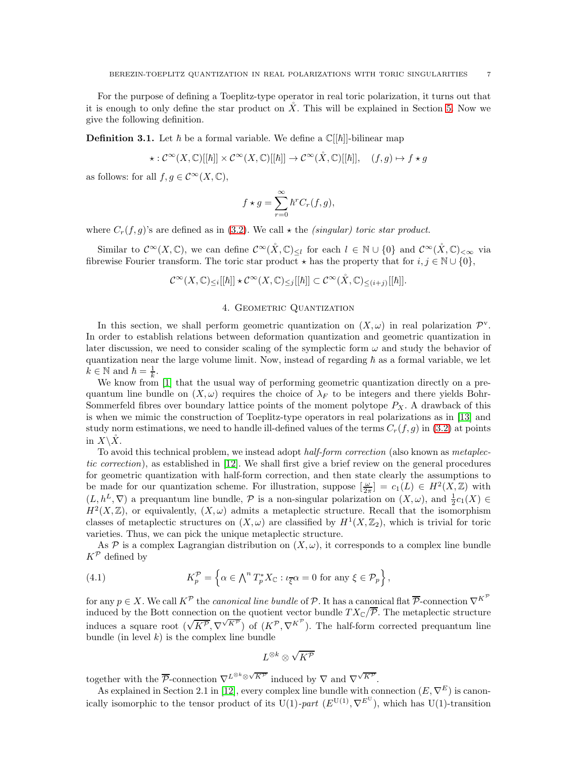For the purpose of defining a Toeplitz-type operator in real toric polarization, it turns out that it is enough to only define the star product on $\mathring{X}$. This will be explained in Section 5. Now we give the following definition.

**Definition 3.1.** Let $\hbar$ be a formal variable. We define a $\mathbb{C}[[\hbar]]$-bilinear map

$$\star : \mathcal{C}^\infty(X,\mathbb{C})[[\hbar]] \times \mathcal{C}^\infty(X,\mathbb{C})[[\hbar]] \to \mathcal{C}^\infty(\mathring{X},\mathbb{C})[[\hbar]], \quad (f,g) \mapsto f \star g$$

as follows: for all $f, g \in \mathcal{C}^\infty(X,\mathbb{C})$,

$$f \star g = \sum_{r=0}^{\infty} \hbar^r C_r(f,g),$$

where $C_r(f,g)$'s are defined as in (3.2). We call $\star$ the *(singular) toric star product.*

Similar to $\mathcal{C}^\infty(X,\mathbb{C})$, we can define $\mathcal{C}^\infty(\mathring{X},\mathbb{C})_{\leq l}$ for each $l \in \mathbb{N}\cup\{0\}$ and $\mathcal{C}^\infty(\mathring{X},\mathbb{C})_{<\infty}$ via fibrewise Fourier transform. The toric star product $\star$ has the property that for $i, j \in \mathbb{N}\cup\{0\}$,

$$\mathcal{C}^\infty(X,\mathbb{C})_{\leq i}[[\hbar]] \star \mathcal{C}^\infty(X,\mathbb{C})_{\leq j}[[\hbar]] \subset \mathcal{C}^\infty(\mathring{X},\mathbb{C})_{\leq (i+j)}[[\hbar]].$$

## 4. Geometric Quantization

In this section, we shall perform geometric quantization on $(X,\omega)$ in real polarization $\mathcal{P}^{\mathrm{v}}$. In order to establish relations between deformation quantization and geometric quantization in later discussion, we need to consider scaling of the symplectic form $\omega$ and study the behavior of quantization near the large volume limit. Now, instead of regarding $\hbar$ as a formal variable, we let $k \in \mathbb{N}$ and $\hbar = \frac{1}{k}$.

We know from [1] that the usual way of performing geometric quantization directly on a prequantum line bundle on $(X,\omega)$ requires the choice of $\lambda_F$ to be integers and there yields Bohr-Sommerfeld fibres over boundary lattice points of the moment polytope $P_X$. A drawback of this is when we mimic the construction of Toeplitz-type operators in real polarizations as in [13] and study norm estimations, we need to handle ill-defined values of the terms $C_r(f,g)$ in (3.2) at points in $X\backslash\mathring{X}$.

To avoid this technical problem, we instead adopt *half-form correction* (also known as *metaplectic correction*), as established in [12]. We shall first give a brief review on the general procedures for geometric quantization with half-form correction, and then state clearly the assumptions to be made for our quantization scheme. For illustration, suppose $[\frac{\omega}{2\pi}] = c_1(L) \in H^2(X,\mathbb{Z})$ with $(L, h^L, \nabla)$ a prequantum line bundle, $\mathcal{P}$ is a non-singular polarization on $(X,\omega)$, and $\frac{1}{2}c_1(X) \in H^2(X,\mathbb{Z})$, or equivalently, $(X,\omega)$ admits a metaplectic structure. Recall that the isomorphism classes of metaplectic structures on $(X,\omega)$ are classified by $H^1(X,\mathbb{Z}_2)$, which is trivial for toric varieties. Thus, we can pick the unique metaplectic structure.

As $\mathcal{P}$ is a complex Lagrangian distribution on $(X,\omega)$, it corresponds to a complex line bundle $K^{\mathcal{P}}$ defined by

$$K^{\mathcal{P}}_p = \left\{ \alpha \in \bigwedge^n T^*_p X_{\mathbb{C}} : \iota_{\overline{\xi}}\alpha = 0 \text{ for any } \xi \in \mathcal{P}_p \right\}, \tag{4.1}$$

for any $p \in X$. We call $K^{\mathcal{P}}$ the *canonical line bundle* of $\mathcal{P}$. It has a canonical flat $\overline{\mathcal{P}}$-connection $\nabla^{K^{\mathcal{P}}}$ induced by the Bott connection on the quotient vector bundle $TX_{\mathbb{C}}/\overline{\mathcal{P}}$. The metaplectic structure induces a square root $(\sqrt{K^{\mathcal{P}}}, \nabla^{\sqrt{K^{\mathcal{P}}}})$ of $(K^{\mathcal{P}}, \nabla^{K^{\mathcal{P}}})$. The half-form corrected prequantum line bundle (in level $k$) is the complex line bundle

$$L^{\otimes k} \otimes \sqrt{K^{\mathcal{P}}}$$

together with the $\overline{\mathcal{P}}$-connection $\nabla^{L^{\otimes k}\otimes\sqrt{K^{\mathcal{P}}}}$ induced by $\nabla$ and $\nabla^{\sqrt{K^{\mathcal{P}}}}$.

As explained in Section 2.1 in [12], every complex line bundle with connection $(E, \nabla^E)$ is canonically isomorphic to the tensor product of its $\mathrm{U}(1)$-*part* $(E^{\mathrm{U}(1)}, \nabla^{E^{\mathrm{U}}})$, which has $\mathrm{U}(1)$-transition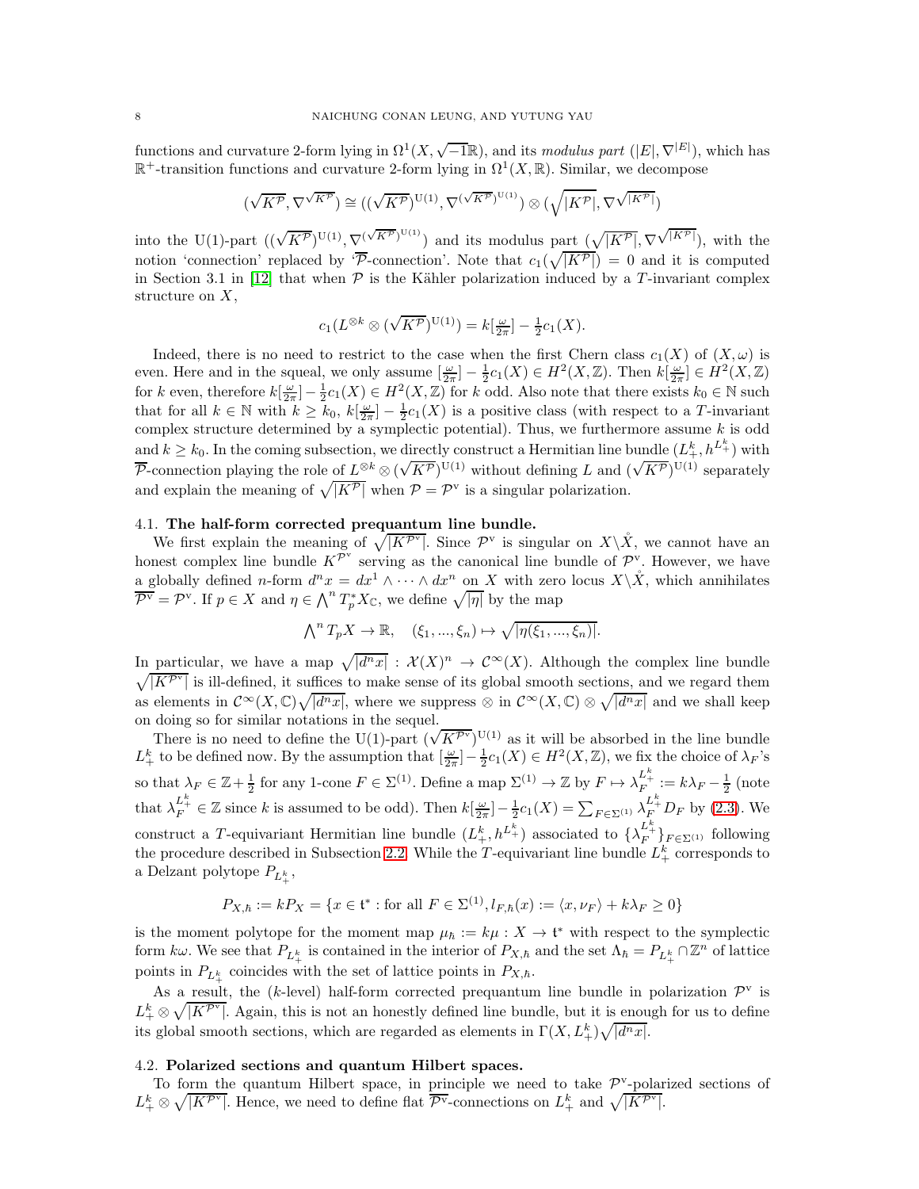functions and curvature 2-form lying in $\Omega^1(X, \sqrt{-1}\mathbb{R})$, and its *modulus part* $(|E|, \nabla^{|E|})$, which has $\mathbb{R}^+$-transition functions and curvature 2-form lying in $\Omega^1(X, \mathbb{R})$. Similar, we decompose

$$(\sqrt{K^{\mathcal{P}}}, \nabla^{\sqrt{K^{\mathcal{P}}}}) \cong ((\sqrt{K^{\mathcal{P}}})^{\mathrm{U}(1)}, \nabla^{(\sqrt{K^{\mathcal{P}}})^{\mathrm{U}(1)}}) \otimes (\sqrt{|K^{\mathcal{P}}|}, \nabla^{\sqrt{|K^{\mathcal{P}}|}})$$

into the U(1)-part $((\sqrt{K^{\mathcal{P}}})^{\mathrm{U}(1)}, \nabla^{(\sqrt{K^{\mathcal{P}}})^{\mathrm{U}(1)}})$ and its modulus part $(\sqrt{|K^{\mathcal{P}}|}, \nabla^{\sqrt{|K^{\mathcal{P}}|}})$, with the notion 'connection' replaced by '$\overline{\mathcal{P}}$-connection'. Note that $c_1(\sqrt{|K^{\mathcal{P}}|}) = 0$ and it is computed in Section 3.1 in [12] that when $\mathcal{P}$ is the Kähler polarization induced by a $T$-invariant complex structure on $X$,

$$c_1(L^{\otimes k} \otimes (\sqrt{K^{\mathcal{P}}})^{\mathrm{U}(1)}) = k[\tfrac{\omega}{2\pi}] - \tfrac{1}{2}c_1(X).$$

Indeed, there is no need to restrict to the case when the first Chern class $c_1(X)$ of $(X, \omega)$ is even. Here and in the squeal, we only assume $[\frac{\omega}{2\pi}] - \frac{1}{2}c_1(X) \in H^2(X, \mathbb{Z})$. Then $k[\frac{\omega}{2\pi}] \in H^2(X, \mathbb{Z})$ for $k$ even, therefore $k[\frac{\omega}{2\pi}] - \frac{1}{2}c_1(X) \in H^2(X, \mathbb{Z})$ for $k$ odd. Also note that there exists $k_0 \in \mathbb{N}$ such that for all $k \in \mathbb{N}$ with $k \geq k_0$, $k[\frac{\omega}{2\pi}] - \frac{1}{2}c_1(X)$ is a positive class (with respect to a $T$-invariant complex structure determined by a symplectic potential). Thus, we furthermore assume $k$ is odd and $k \geq k_0$. In the coming subsection, we directly construct a Hermitian line bundle $(L_+^k, h^{L_+^k})$ with $\overline{\mathcal{P}}$-connection playing the role of $L^{\otimes k} \otimes (\sqrt{K^{\mathcal{P}}})^{\mathrm{U}(1)}$ without defining $L$ and $(\sqrt{K^{\mathcal{P}}})^{\mathrm{U}(1)}$ separately and explain the meaning of $\sqrt{|K^{\mathcal{P}}|}$ when $\mathcal{P} = \mathcal{P}^{\mathrm{v}}$ is a singular polarization.

## 4.1. The half-form corrected prequantum line bundle.

We first explain the meaning of $\sqrt{|K^{\mathcal{P}^{\mathrm{v}}}|}$. Since $\mathcal{P}^{\mathrm{v}}$ is singular on $X \backslash \mathring{X}$, we cannot have an honest complex line bundle $K^{\mathcal{P}^{\mathrm{v}}}$ serving as the canonical line bundle of $\mathcal{P}^{\mathrm{v}}$. However, we have a globally defined $n$-form $d^n x = dx^1 \wedge \cdots \wedge dx^n$ on $X$ with zero locus $X \backslash \mathring{X}$, which annihilates $\overline{\mathcal{P}^{\mathrm{v}}} = \mathcal{P}^{\mathrm{v}}$. If $p \in X$ and $\eta \in \bigwedge^n T_p^* X_{\mathbb{C}}$, we define $\sqrt{|\eta|}$ by the map

$$\textstyle\bigwedge^n T_p X \to \mathbb{R}, \quad (\xi_1, ..., \xi_n) \mapsto \sqrt{|\eta(\xi_1, ..., \xi_n)|}.$$

In particular, we have a map $\sqrt{|d^n x|} : \mathcal{X}(X)^n \to \mathcal{C}^\infty(X)$. Although the complex line bundle $\sqrt{|K^{\mathcal{P}^{\mathrm{v}}}|}$ is ill-defined, it suffices to make sense of its global smooth sections, and we regard them as elements in $\mathcal{C}^\infty(X, \mathbb{C})\sqrt{|d^n x|}$, where we suppress $\otimes$ in $\mathcal{C}^\infty(X, \mathbb{C}) \otimes \sqrt{|d^n x|}$ and we shall keep on doing so for similar notations in the sequel.

There is no need to define the U(1)-part $(\sqrt{K^{\mathcal{P}^{\mathrm{v}}}})^{\mathrm{U}(1)}$ as it will be absorbed in the line bundle $L_+^k$ to be defined now. By the assumption that $[\frac{\omega}{2\pi}] - \frac{1}{2}c_1(X) \in H^2(X, \mathbb{Z})$, we fix the choice of $\lambda_F$'s so that $\lambda_F \in \mathbb{Z} + \frac{1}{2}$ for any 1-cone $F \in \Sigma^{(1)}$. Define a map $\Sigma^{(1)} \to \mathbb{Z}$ by $F \mapsto \lambda_F^{L_+^k} := k\lambda_F - \frac{1}{2}$ (note that $\lambda_F^{L_+^k} \in \mathbb{Z}$ since $k$ is assumed to be odd). Then $k[\frac{\omega}{2\pi}] - \frac{1}{2}c_1(X) = \sum_{F \in \Sigma^{(1)}} \lambda_F^{L_+^k} D_F$ by (2.3). We construct a $T$-equivariant Hermitian line bundle $(L_+^k, h^{L_+^k})$ associated to $\{\lambda_F^{L_+^k}\}_{F \in \Sigma^{(1)}}$ following the procedure described in Subsection 2.2. While the $T$-equivariant line bundle $L_+^k$ corresponds to a Delzant polytope $P_{L_+^k}$,

$$P_{X,\hbar} := kP_X = \{x \in \mathfrak{t}^* : \text{for all } F \in \Sigma^{(1)}, l_{F,\hbar}(x) := \langle x, \nu_F \rangle + k\lambda_F \geq 0\}$$

is the moment polytope for the moment map $\mu_\hbar := k\mu : X \to \mathfrak{t}^*$ with respect to the symplectic form $k\omega$. We see that $P_{L_+^k}$ is contained in the interior of $P_{X,\hbar}$ and the set $\Lambda_\hbar = P_{L_+^k} \cap \mathbb{Z}^n$ of lattice points in $P_{L_+^k}$ coincides with the set of lattice points in $P_{X,\hbar}$.

As a result, the ($k$-level) half-form corrected prequantum line bundle in polarization $\mathcal{P}^{\mathrm{v}}$ is $L_+^k \otimes \sqrt{|K^{\mathcal{P}^{\mathrm{v}}}|}$. Again, this is not an honestly defined line bundle, but it is enough for us to define its global smooth sections, which are regarded as elements in $\Gamma(X, L_+^k)\sqrt{|d^n x|}$.

## 4.2. Polarized sections and quantum Hilbert spaces.

To form the quantum Hilbert space, in principle we need to take $\mathcal{P}^{\mathrm{v}}$-polarized sections of $L_+^k \otimes \sqrt{|K^{\mathcal{P}^{\mathrm{v}}}|}$. Hence, we need to define flat $\overline{\mathcal{P}^{\mathrm{v}}}$-connections on $L_+^k$ and $\sqrt{|K^{\mathcal{P}^{\mathrm{v}}}|}$.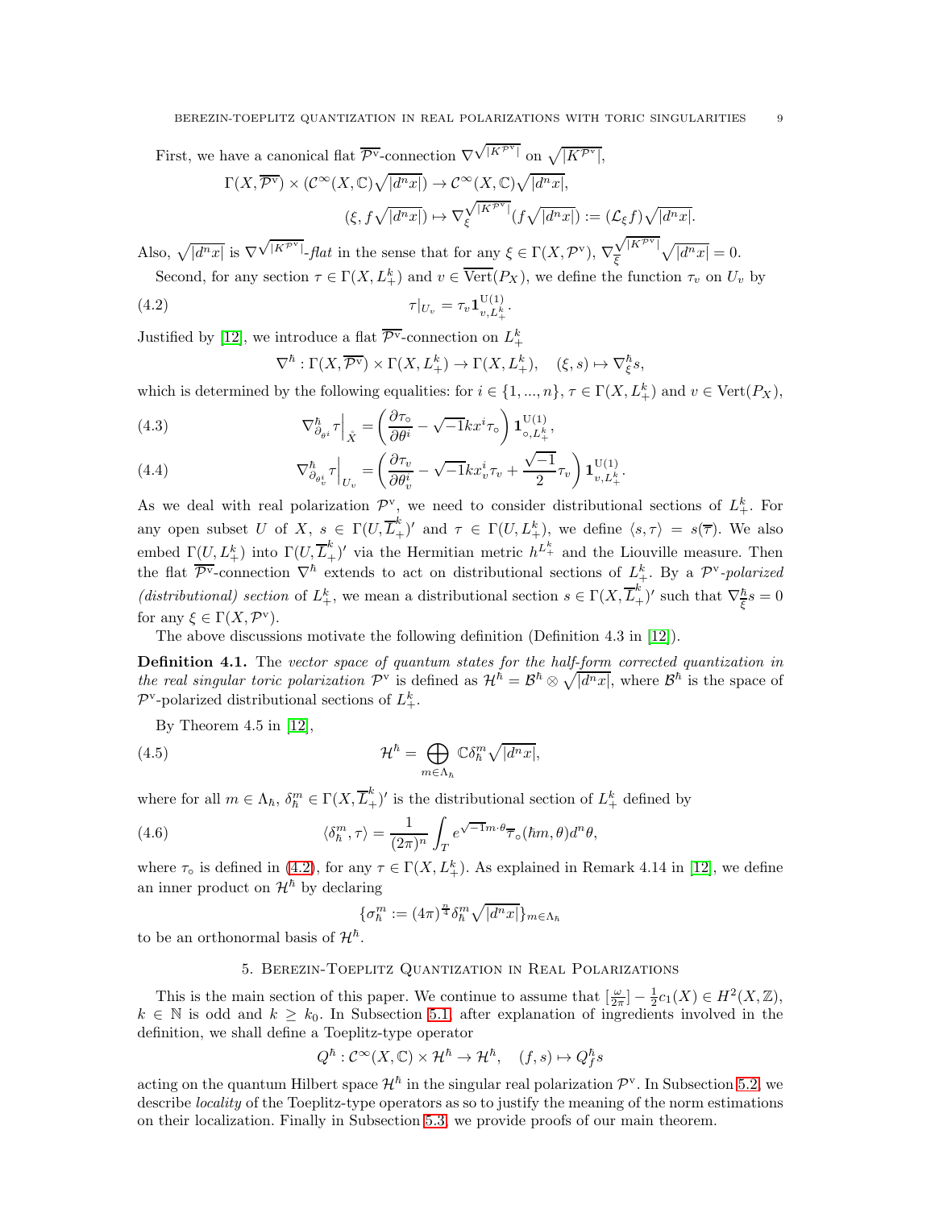First, we have a canonical flat $\overline{\mathcal{P}^{\mathrm{v}}}$-connection $\nabla^{\sqrt{|K^{\mathcal{P}^{\mathrm{v}}}|}}$ on $\sqrt{|K^{\mathcal{P}^{\mathrm{v}}}|}$,

$$\Gamma(X,\overline{\mathcal{P}^{\mathrm{v}}}) \times (\mathcal{C}^\infty(X,\mathbb{C})\sqrt{|d^nx|}) \to \mathcal{C}^\infty(X,\mathbb{C})\sqrt{|d^nx|},$$
$$(\xi, f\sqrt{|d^nx|}) \mapsto \nabla_\xi^{\sqrt{|K^{\mathcal{P}^{\mathrm{v}}}|}}(f\sqrt{|d^nx|}) := (\mathcal{L}_\xi f)\sqrt{|d^nx|}.$$

Also, $\sqrt{|d^nx|}$ is $\nabla^{\sqrt{|K^{\mathcal{P}^{\mathrm{v}}}|}}$-*flat* in the sense that for any $\xi \in \Gamma(X,\mathcal{P}^{\mathrm{v}})$, $\nabla_{\overline{\xi}}^{\sqrt{|K^{\mathcal{P}^{\mathrm{v}}}|}}\sqrt{|d^nx|} = 0$.

Second, for any section $\tau \in \Gamma(X, L_+^k)$ and $v \in \overline{\mathrm{Vert}}(P_X)$, we define the function $\tau_v$ on $U_v$ by

$$\tau|_{U_v} = \tau_v \mathbf{1}_{v,L_+^k}^{\mathrm{U}(1)}. \tag{4.2}$$

Justified by [12], we introduce a flat $\overline{\mathcal{P}^{\mathrm{v}}}$-connection on $L_+^k$

$$\nabla^\hbar : \Gamma(X,\overline{\mathcal{P}^{\mathrm{v}}}) \times \Gamma(X,L_+^k) \to \Gamma(X,L_+^k), \quad (\xi, s) \mapsto \nabla_\xi^\hbar s,$$

which is determined by the following equalities: for $i \in \{1,...,n\}$, $\tau \in \Gamma(X, L_+^k)$ and $v \in \mathrm{Vert}(P_X)$,

$$\nabla^\hbar_{\partial_{\theta^i}}\tau\Big|_{\mathring{X}} = \left(\frac{\partial \tau_\circ}{\partial \theta^i} - \sqrt{-1}kx^i\tau_\circ\right)\mathbf{1}_{\circ,L_+^k}^{\mathrm{U}(1)}, \tag{4.3}$$

$$\nabla^\hbar_{\partial_{\theta_v^i}}\tau\Big|_{U_v} = \left(\frac{\partial \tau_v}{\partial \theta_v^i} - \sqrt{-1}kx_v^i\tau_v + \frac{\sqrt{-1}}{2}\tau_v\right)\mathbf{1}_{v,L_+^k}^{\mathrm{U}(1)}. \tag{4.4}$$

As we deal with real polarization $\mathcal{P}^{\mathrm{v}}$, we need to consider distributional sections of $L_+^k$. For any open subset $U$ of $X$, $s \in \Gamma(U, \overline{L}_+^k)'$ and $\tau \in \Gamma(U, L_+^k)$, we define $\langle s, \tau\rangle = s(\overline{\tau})$. We also embed $\Gamma(U, L_+^k)$ into $\Gamma(U,\overline{L}_+^k)'$ via the Hermitian metric $h^{L_+^k}$ and the Liouville measure. Then the flat $\overline{\mathcal{P}^{\mathrm{v}}}$-connection $\nabla^\hbar$ extends to act on distributional sections of $L_+^k$. By a $\mathcal{P}^{\mathrm{v}}$-*polarized (distributional) section* of $L_+^k$, we mean a distributional section $s \in \Gamma(X,\overline{L}_+^k)'$ such that $\nabla_{\overline{\xi}}^\hbar s = 0$ for any $\xi \in \Gamma(X,\mathcal{P}^{\mathrm{v}})$.

The above discussions motivate the following definition (Definition 4.3 in [12]).

**Definition 4.1.** *The vector space of quantum states for the half-form corrected quantization in the real singular toric polarization* $\mathcal{P}^{\mathrm{v}}$ *is defined as* $\mathcal{H}^\hbar = \mathcal{B}^\hbar \otimes \sqrt{|d^nx|}$*, where* $\mathcal{B}^\hbar$ *is the space of* $\mathcal{P}^{\mathrm{v}}$*-polarized distributional sections of* $L_+^k$*.*

By Theorem 4.5 in [12],

$$\mathcal{H}^\hbar = \bigoplus_{m\in\Lambda_\hbar}\mathbb{C}\delta_\hbar^m\sqrt{|d^nx|}, \tag{4.5}$$

where for all $m \in \Lambda_\hbar$, $\delta_\hbar^m \in \Gamma(X,\overline{L}_+^k)'$ is the distributional section of $L_+^k$ defined by

$$\langle \delta_\hbar^m, \tau\rangle = \frac{1}{(2\pi)^n}\int_T e^{\sqrt{-1}m\cdot\theta}\overline{\tau}_\circ(\hbar m, \theta)d^n\theta, \tag{4.6}$$

where $\tau_\circ$ is defined in (4.2), for any $\tau \in \Gamma(X, L_+^k)$. As explained in Remark 4.14 in [12], we define an inner product on $\mathcal{H}^\hbar$ by declaring

$$\{\sigma_\hbar^m := (4\pi)^{\frac{n}{4}}\delta_\hbar^m\sqrt{|d^nx|}\}_{m\in\Lambda_\hbar}$$

to be an orthonormal basis of $\mathcal{H}^\hbar$.

## 5. Berezin-Toeplitz Quantization in Real Polarizations

This is the main section of this paper. We continue to assume that $[\frac{\omega}{2\pi}] - \frac{1}{2}c_1(X) \in H^2(X,\mathbb{Z})$, $k \in \mathbb{N}$ is odd and $k \geq k_0$. In Subsection 5.1, after explanation of ingredients involved in the definition, we shall define a Toeplitz-type operator

$$Q^\hbar : \mathcal{C}^\infty(X,\mathbb{C}) \times \mathcal{H}^\hbar \to \mathcal{H}^\hbar, \quad (f, s) \mapsto Q_f^\hbar s$$

acting on the quantum Hilbert space $\mathcal{H}^\hbar$ in the singular real polarization $\mathcal{P}^{\mathrm{v}}$. In Subsection 5.2, we describe *locality* of the Toeplitz-type operators as so to justify the meaning of the norm estimations on their localization. Finally in Subsection 5.3, we provide proofs of our main theorem.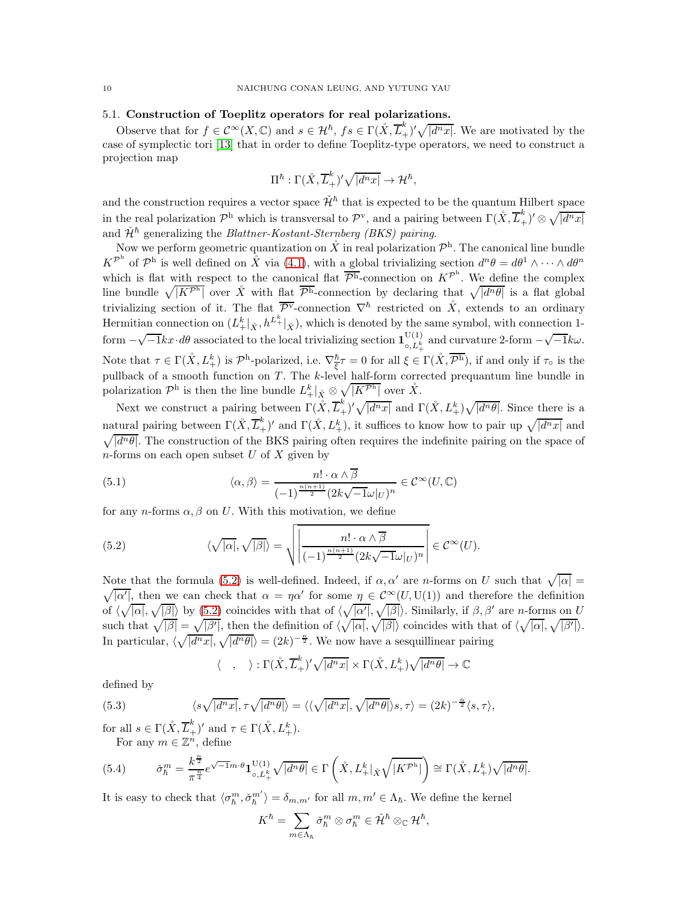### 5.1. Construction of Toeplitz operators for real polarizations.

Observe that for $f \in \mathcal{C}^\infty(X, \mathbb{C})$ and $s \in \mathcal{H}^\hbar$, $fs \in \Gamma(\mathring{X}, \overline{L}_+^k)'\sqrt{|d^n x|}$. We are motivated by the case of symplectic tori [13] that in order to define Toeplitz-type operators, we need to construct a projection map

$$\Pi^\hbar : \Gamma(\mathring{X}, \overline{L}_+^k)'\sqrt{|d^n x|} \to \mathcal{H}^\hbar,$$

and the construction requires a vector space $\check{\mathcal{H}}^\hbar$ that is expected to be the quantum Hilbert space in the real polarization $\mathcal{P}^{\mathrm{h}}$ which is transversal to $\mathcal{P}^{\mathrm{v}}$, and a pairing between $\Gamma(\mathring{X}, \overline{L}_+^k)' \otimes \sqrt{|d^n x|}$ and $\check{\mathcal{H}}^\hbar$ generalizing the *Blattner-Kostant-Sternberg (BKS) pairing*.

Now we perform geometric quantization on $\mathring{X}$ in real polarization $\mathcal{P}^{\mathrm{h}}$. The canonical line bundle $K^{\mathcal{P}^{\mathrm{h}}}$ of $\mathcal{P}^{\mathrm{h}}$ is well defined on $\mathring{X}$ via (4.1), with a global trivializing section $d^n\theta = d\theta^1 \wedge \cdots \wedge d\theta^n$ which is flat with respect to the canonical flat $\overline{\mathcal{P}^{\mathrm{h}}}$-connection on $K^{\mathcal{P}^{\mathrm{h}}}$. We define the complex line bundle $\sqrt{|K^{\mathcal{P}^{\mathrm{h}}}|}$ over $\mathring{X}$ with flat $\overline{\mathcal{P}^{\mathrm{h}}}$-connection by declaring that $\sqrt{|d^n\theta|}$ is a flat global trivializing section of it. The flat $\overline{\mathcal{P}^{\mathrm{v}}}$-connection $\nabla^\hbar$ restricted on $\mathring{X}$, extends to an ordinary Hermitian connection on $(L_+^k|_{\mathring{X}}, h^{L_+^k}|_{\mathring{X}})$, which is denoted by the same symbol, with connection 1-form $-\sqrt{-1}kx \cdot d\theta$ associated to the local trivializing section $\mathbf{1}^{\mathrm{U}(1)}_{\circ, L_+^k}$ and curvature 2-form $-\sqrt{-1}k\omega$. Note that $\tau \in \Gamma(\mathring{X}, L_+^k)$ is $\mathcal{P}^{\mathrm{h}}$-polarized, i.e. $\nabla^\hbar_{\bar{\xi}}\tau = 0$ for all $\xi \in \Gamma(\mathring{X}, \overline{\mathcal{P}^{\mathrm{h}}})$, if and only if $\tau_\circ$ is the pullback of a smooth function on $T$. The $k$-level half-form corrected prequantum line bundle in polarization $\mathcal{P}^{\mathrm{h}}$ is then the line bundle $L_+^k|_{\mathring{X}} \otimes \sqrt{|K^{\mathcal{P}^{\mathrm{h}}}|}$ over $\mathring{X}$.

Next we construct a pairing between $\Gamma(\mathring{X}, \overline{L}_+^k)'\sqrt{|d^n x|}$ and $\Gamma(\mathring{X}, L_+^k)\sqrt{|d^n\theta|}$. Since there is a natural pairing between $\Gamma(\mathring{X}, \overline{L}_+^k)'$ and $\Gamma(\mathring{X}, L_+^k)$, it suffices to know how to pair up $\sqrt{|d^n x|}$ and $\sqrt{|d^n\theta|}$. The construction of the BKS pairing often requires the indefinite pairing on the space of $n$-forms on each open subset $U$ of $X$ given by

$$\langle \alpha, \beta \rangle = \frac{n! \cdot \alpha \wedge \overline{\beta}}{(-1)^{\frac{n(n+1)}{2}}(2k\sqrt{-1}\omega|_U)^n} \in \mathcal{C}^\infty(U, \mathbb{C}) \tag{5.1}$$

for any $n$-forms $\alpha, \beta$ on $U$. With this motivation, we define

$$\langle \sqrt{|\alpha|}, \sqrt{|\beta|} \rangle = \sqrt{\left| \frac{n! \cdot \alpha \wedge \overline{\beta}}{(-1)^{\frac{n(n+1)}{2}}(2k\sqrt{-1}\omega|_U)^n} \right|} \in \mathcal{C}^\infty(U). \tag{5.2}$$

Note that the formula (5.2) is well-defined. Indeed, if $\alpha, \alpha'$ are $n$-forms on $U$ such that $\sqrt{|\alpha|} = \sqrt{|\alpha'|}$, then we can check that $\alpha = \eta\alpha'$ for some $\eta \in \mathcal{C}^\infty(U, \mathrm{U}(1))$ and therefore the definition of $\langle \sqrt{|\alpha|}, \sqrt{|\beta|} \rangle$ by (5.2) coincides with that of $\langle \sqrt{|\alpha'|}, \sqrt{|\beta|} \rangle$. Similarly, if $\beta, \beta'$ are $n$-forms on $U$ such that $\sqrt{|\beta|} = \sqrt{|\beta'|}$, then the definition of $\langle \sqrt{|\alpha|}, \sqrt{|\beta|} \rangle$ coincides with that of $\langle \sqrt{|\alpha|}, \sqrt{|\beta'|} \rangle$. In particular, $\langle \sqrt{|d^n x|}, \sqrt{|d^n\theta|} \rangle = (2k)^{-\frac{n}{2}}$. We now have a sesquillinear pairing

$$\langle \quad , \quad \rangle : \Gamma(\mathring{X}, \overline{L}_+^k)'\sqrt{|d^n x|} \times \Gamma(\mathring{X}, L_+^k)\sqrt{|d^n\theta|} \to \mathbb{C}$$

defined by

$$\langle s\sqrt{|d^n x|}, \tau\sqrt{|d^n\theta|} \rangle = \langle \langle \sqrt{|d^n x|}, \sqrt{|d^n\theta|} \rangle s, \tau \rangle = (2k)^{-\frac{n}{2}} \langle s, \tau \rangle, \tag{5.3}$$

for all $s \in \Gamma(\mathring{X}, \overline{L}_+^k)'$ and $\tau \in \Gamma(\mathring{X}, L_+^k)$.

For any $m \in \mathbb{Z}^n$, define

$$\check{\sigma}_\hbar^m = \frac{k^{\frac{n}{2}}}{\pi^{\frac{n}{4}}} e^{\sqrt{-1}m\cdot\theta} \mathbf{1}^{\mathrm{U}(1)}_{\circ, L_+^k} \sqrt{|d^n\theta|} \in \Gamma\left(\mathring{X}, L_+^k|_{\mathring{X}} \sqrt{|K^{\mathcal{P}^{\mathrm{h}}}|}\right) \cong \Gamma(\mathring{X}, L_+^k)\sqrt{|d^n\theta|}. \tag{5.4}$$

It is easy to check that $\langle \sigma_\hbar^m, \check{\sigma}_\hbar^{m'} \rangle = \delta_{m,m'}$ for all $m, m' \in \Lambda_\hbar$. We define the kernel

$$K^\hbar = \sum_{m \in \Lambda_\hbar} \check{\sigma}_\hbar^m \otimes \sigma_\hbar^m \in \check{\mathcal{H}}^\hbar \otimes_{\mathbb{C}} \mathcal{H}^\hbar,$$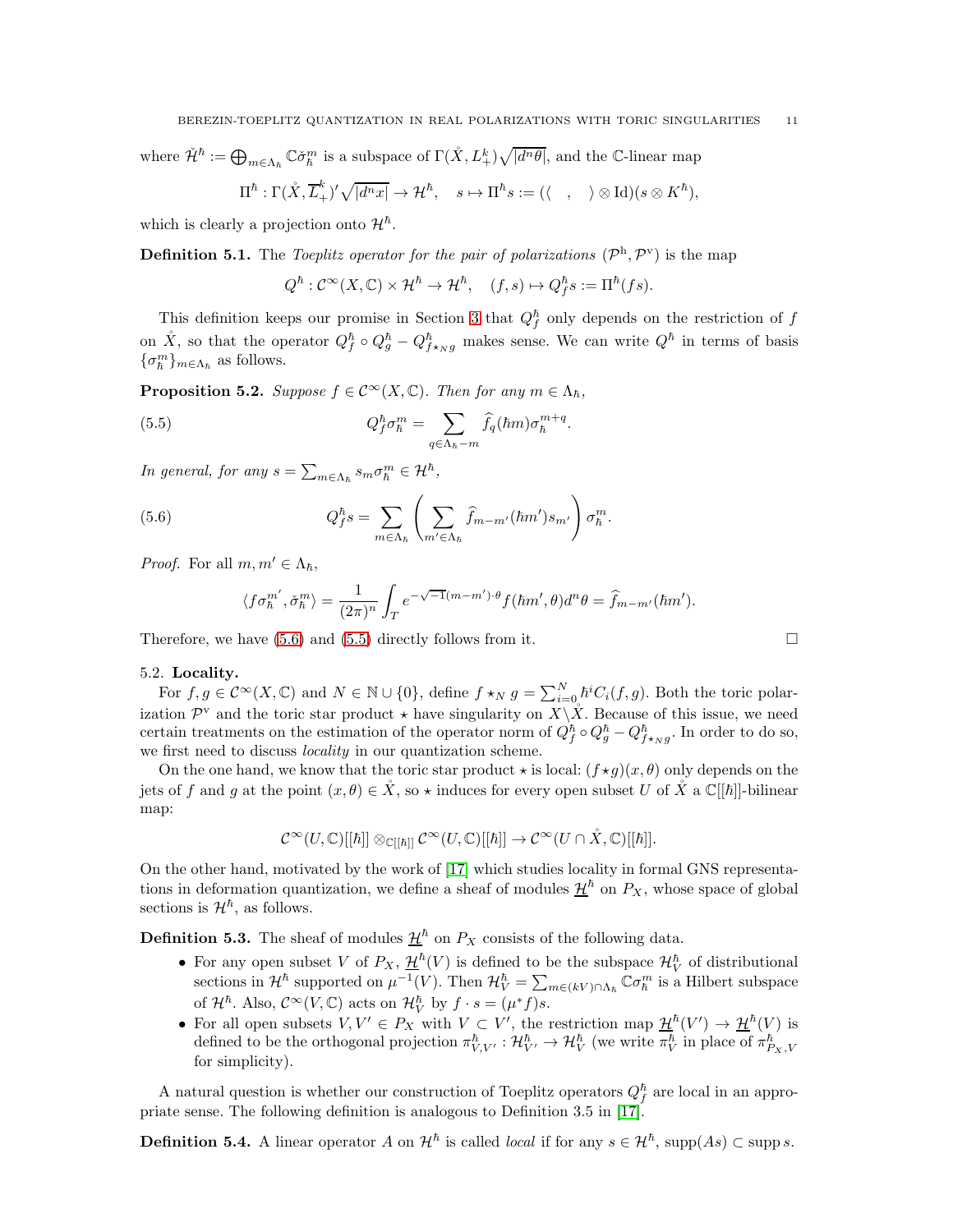where $\check{\mathcal{H}}^\hbar := \bigoplus_{m\in\Lambda_\hbar} \mathbb{C}\check{\sigma}_\hbar^m$ is a subspace of $\Gamma(\mathring{X}, L_+^k)\sqrt{|d^n\theta|}$, and the $\mathbb{C}$-linear map

$$\Pi^\hbar : \Gamma(\mathring{X}, \overline{L}_+^k)'\sqrt{|d^n x|} \to \mathcal{H}^\hbar, \quad s \mapsto \Pi^\hbar s := (\langle \quad , \quad \rangle \otimes \mathrm{Id})(s \otimes K^\hbar),$$

which is clearly a projection onto $\mathcal{H}^\hbar$.

**Definition 5.1.** The *Toeplitz operator for the pair of polarizations* $(\mathcal{P}^{\mathrm{h}}, \mathcal{P}^{\mathrm{v}})$ is the map

$$Q^\hbar : \mathcal{C}^\infty(X, \mathbb{C}) \times \mathcal{H}^\hbar \to \mathcal{H}^\hbar, \quad (f, s) \mapsto Q_f^\hbar s := \Pi^\hbar(fs).$$

This definition keeps our promise in Section 3 that $Q_f^\hbar$ only depends on the restriction of $f$ on $\mathring{X}$, so that the operator $Q_f^\hbar \circ Q_g^\hbar - Q_{f\star_N g}^\hbar$ makes sense. We can write $Q^\hbar$ in terms of basis $\{\sigma_\hbar^m\}_{m\in\Lambda_\hbar}$ as follows.

**Proposition 5.2.** *Suppose $f \in \mathcal{C}^\infty(X, \mathbb{C})$. Then for any $m \in \Lambda_\hbar$,*

$$Q_f^\hbar \sigma_\hbar^m = \sum_{q\in\Lambda_\hbar - m} \widehat{f}_q(\hbar m)\sigma_\hbar^{m+q}. \tag{5.5}$$

*In general, for any $s = \sum_{m\in\Lambda_\hbar} s_m \sigma_\hbar^m \in \mathcal{H}^\hbar$,*

$$Q_f^\hbar s = \sum_{m\in\Lambda_\hbar} \left( \sum_{m'\in\Lambda_\hbar} \widehat{f}_{m-m'}(\hbar m') s_{m'} \right) \sigma_\hbar^m. \tag{5.6}$$

*Proof.* For all $m, m' \in \Lambda_\hbar$,

$$\langle f\sigma_\hbar^{m'}, \check{\sigma}_\hbar^m \rangle = \frac{1}{(2\pi)^n} \int_T e^{-\sqrt{-1}(m-m')\cdot\theta} f(\hbar m', \theta) d^n\theta = \widehat{f}_{m-m'}(\hbar m').$$

Therefore, we have (5.6) and (5.5) directly follows from it. $\square$

### 5.2. Locality.

For $f, g \in \mathcal{C}^\infty(X, \mathbb{C})$ and $N \in \mathbb{N} \cup \{0\}$, define $f \star_N g = \sum_{i=0}^N \hbar^i C_i(f, g)$. Both the toric polarization $\mathcal{P}^{\mathrm{v}}$ and the toric star product $\star$ have singularity on $X\backslash\mathring{X}$. Because of this issue, we need certain treatments on the estimation of the operator norm of $Q_f^\hbar \circ Q_g^\hbar - Q_{f\star_N g}^\hbar$. In order to do so, we first need to discuss *locality* in our quantization scheme.

On the one hand, we know that the toric star product $\star$ is local: $(f \star g)(x, \theta)$ only depends on the jets of $f$ and $g$ at the point $(x, \theta) \in \mathring{X}$, so $\star$ induces for every open subset $U$ of $\mathring{X}$ a $\mathbb{C}[[\hbar]]$-bilinear map:

$$\mathcal{C}^\infty(U, \mathbb{C})[[\hbar]] \otimes_{\mathbb{C}[[\hbar]]} \mathcal{C}^\infty(U, \mathbb{C})[[\hbar]] \to \mathcal{C}^\infty(U \cap \mathring{X}, \mathbb{C})[[\hbar]].$$

On the other hand, motivated by the work of [17] which studies locality in formal GNS representations in deformation quantization, we define a sheaf of modules $\underline{\mathcal{H}}^\hbar$ on $P_X$, whose space of global sections is $\mathcal{H}^\hbar$, as follows.

**Definition 5.3.** The sheaf of modules $\underline{\mathcal{H}}^\hbar$ on $P_X$ consists of the following data.

- For any open subset $V$ of $P_X$, $\underline{\mathcal{H}}^\hbar(V)$ is defined to be the subspace $\mathcal{H}_V^\hbar$ of distributional sections in $\mathcal{H}^\hbar$ supported on $\mu^{-1}(V)$. Then $\mathcal{H}_V^\hbar = \sum_{m\in(kV)\cap\Lambda_\hbar} \mathbb{C}\sigma_\hbar^m$ is a Hilbert subspace of $\mathcal{H}^\hbar$. Also, $\mathcal{C}^\infty(V, \mathbb{C})$ acts on $\mathcal{H}_V^\hbar$ by $f \cdot s = (\mu^* f)s$.
- For all open subsets $V, V' \in P_X$ with $V \subset V'$, the restriction map $\underline{\mathcal{H}}^\hbar(V') \to \underline{\mathcal{H}}^\hbar(V)$ is defined to be the orthogonal projection $\pi_{V,V'}^\hbar : \mathcal{H}_{V'}^\hbar \to \mathcal{H}_V^\hbar$ (we write $\pi_V^\hbar$ in place of $\pi_{P_X,V}^\hbar$ for simplicity).

A natural question is whether our construction of Toeplitz operators $Q_f^\hbar$ are local in an appropriate sense. The following definition is analogous to Definition 3.5 in [17].

**Definition 5.4.** A linear operator $A$ on $\mathcal{H}^\hbar$ is called *local* if for any $s \in \mathcal{H}^\hbar$, $\mathrm{supp}(As) \subset \mathrm{supp}\, s$.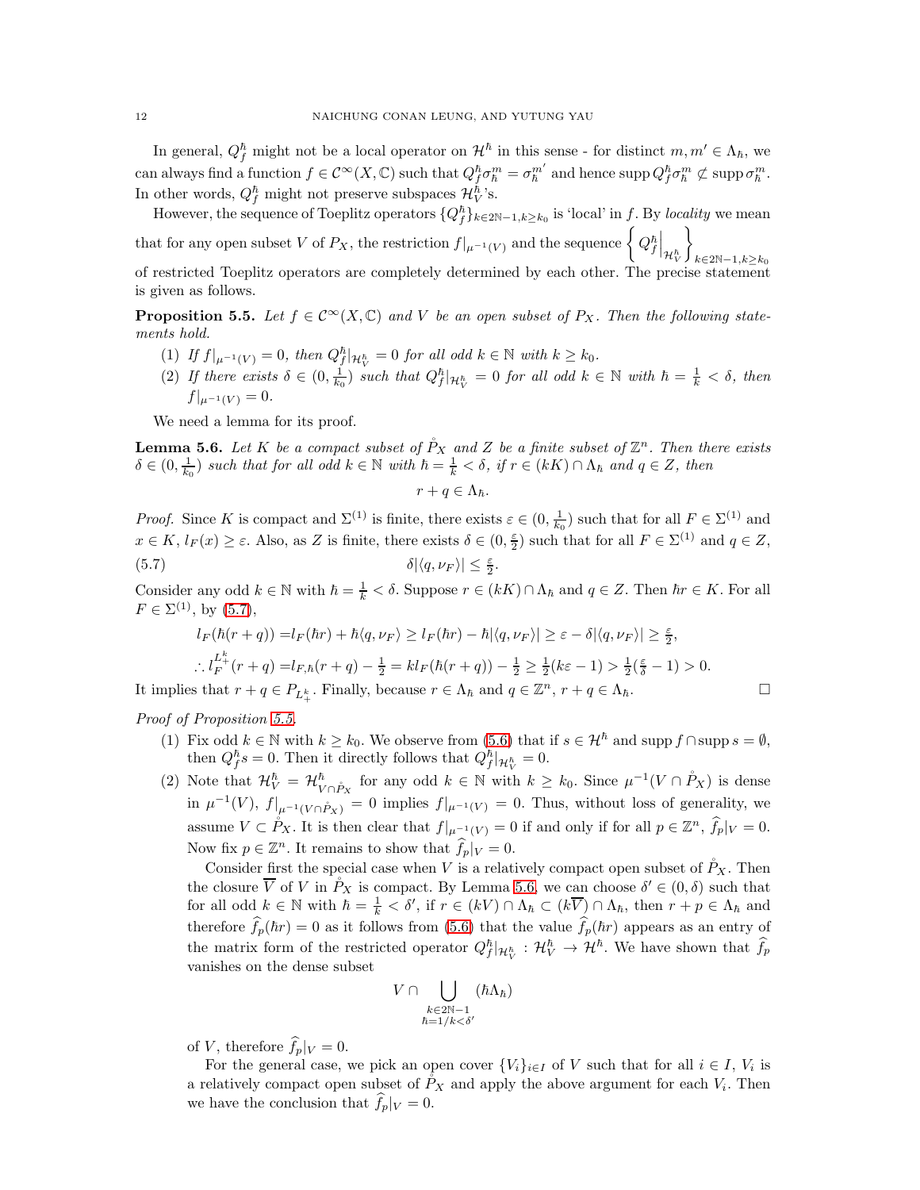In general, $Q_f^\hbar$ might not be a local operator on $\mathcal{H}^\hbar$ in this sense - for distinct $m, m' \in \Lambda_\hbar$, we can always find a function $f \in \mathcal{C}^\infty(X, \mathbb{C})$ such that $Q_f^\hbar \sigma_\hbar^m = \sigma_\hbar^{m'}$ and hence $\operatorname{supp} Q_f^\hbar \sigma_\hbar^m \not\subset \operatorname{supp} \sigma_\hbar^m$. In other words, $Q_f^\hbar$ might not preserve subspaces $\mathcal{H}_V^\hbar$'s.

However, the sequence of Toeplitz operators $\{Q_f^\hbar\}_{k \in 2\mathbb{N}-1, k \geq k_0}$ is 'local' in $f$. By *locality* we mean that for any open subset $V$ of $P_X$, the restriction $f|_{\mu^{-1}(V)}$ and the sequence $\left\{ Q_f^\hbar\Big|_{\mathcal{H}_V^\hbar} \right\}_{k \in 2\mathbb{N}-1, k \geq k_0}$ of restricted Toeplitz operators are completely determined by each other. The precise statement is given as follows.

**Proposition 5.5.** *Let $f \in \mathcal{C}^\infty(X, \mathbb{C})$ and $V$ be an open subset of $P_X$. Then the following statements hold.*

1. *If $f|_{\mu^{-1}(V)} = 0$, then $Q_f^\hbar|_{\mathcal{H}_V^\hbar} = 0$ for all odd $k \in \mathbb{N}$ with $k \geq k_0$.*
2. *If there exists $\delta \in (0, \frac{1}{k_0})$ such that $Q_f^\hbar|_{\mathcal{H}_V^\hbar} = 0$ for all odd $k \in \mathbb{N}$ with $\hbar = \frac{1}{k} < \delta$, then $f|_{\mu^{-1}(V)} = 0$.*

We need a lemma for its proof.

**Lemma 5.6.** *Let $K$ be a compact subset of $\mathring{P}_X$ and $Z$ be a finite subset of $\mathbb{Z}^n$. Then there exists $\delta \in (0, \frac{1}{k_0})$ such that for all odd $k \in \mathbb{N}$ with $\hbar = \frac{1}{k} < \delta$, if $r \in (kK) \cap \Lambda_\hbar$ and $q \in Z$, then*

$$r + q \in \Lambda_\hbar.$$

*Proof.* Since $K$ is compact and $\Sigma^{(1)}$ is finite, there exists $\varepsilon \in (0, \frac{1}{k_0})$ such that for all $F \in \Sigma^{(1)}$ and $x \in K$, $l_F(x) \geq \varepsilon$. Also, as $Z$ is finite, there exists $\delta \in (0, \frac{\varepsilon}{2})$ such that for all $F \in \Sigma^{(1)}$ and $q \in Z$,

$$\delta |\langle q, \nu_F \rangle| \leq \tfrac{\varepsilon}{2}. \tag{5.7}$$

Consider any odd $k \in \mathbb{N}$ with $\hbar = \frac{1}{k} < \delta$. Suppose $r \in (kK) \cap \Lambda_\hbar$ and $q \in Z$. Then $\hbar r \in K$. For all $F \in \Sigma^{(1)}$, by (5.7),

$$
\begin{aligned}
l_F(\hbar(r+q)) &= l_F(\hbar r) + \hbar\langle q, \nu_F\rangle \geq l_F(\hbar r) - \hbar|\langle q, \nu_F\rangle| \geq \varepsilon - \delta|\langle q, \nu_F\rangle| \geq \tfrac{\varepsilon}{2}, \\
\therefore l_F^{L_+^k}(r+q) &= l_{F,\hbar}(r+q) - \tfrac{1}{2} = k l_F(\hbar(r+q)) - \tfrac{1}{2} \geq \tfrac{1}{2}(k\varepsilon - 1) > \tfrac{1}{2}(\tfrac{\varepsilon}{\delta} - 1) > 0.
\end{aligned}
$$

It implies that $r + q \in P_{L_+^k}$. Finally, because $r \in \Lambda_\hbar$ and $q \in \mathbb{Z}^n$, $r + q \in \Lambda_\hbar$. $\square$

*Proof of Proposition 5.5.*

1. Fix odd $k \in \mathbb{N}$ with $k \geq k_0$. We observe from (5.6) that if $s \in \mathcal{H}^\hbar$ and $\operatorname{supp} f \cap \operatorname{supp} s = \emptyset$, then $Q_f^\hbar s = 0$. Then it directly follows that $Q_f^\hbar|_{\mathcal{H}_V^\hbar} = 0$.
2. Note that $\mathcal{H}_V^\hbar = \mathcal{H}_{V \cap \mathring{P}_X}^\hbar$ for any odd $k \in \mathbb{N}$ with $k \geq k_0$. Since $\mu^{-1}(V \cap \mathring{P}_X)$ is dense in $\mu^{-1}(V)$, $f|_{\mu^{-1}(V \cap \mathring{P}_X)} = 0$ implies $f|_{\mu^{-1}(V)} = 0$. Thus, without loss of generality, we assume $V \subset \mathring{P}_X$. It is then clear that $f|_{\mu^{-1}(V)} = 0$ if and only if for all $p \in \mathbb{Z}^n$, $\widehat{f}_p|_V = 0$. Now fix $p \in \mathbb{Z}^n$. It remains to show that $\widehat{f}_p|_V = 0$.

   Consider first the special case when $V$ is a relatively compact open subset of $\mathring{P}_X$. Then the closure $\overline{V}$ of $V$ in $\mathring{P}_X$ is compact. By Lemma 5.6, we can choose $\delta' \in (0, \delta)$ such that for all odd $k \in \mathbb{N}$ with $\hbar = \frac{1}{k} < \delta'$, if $r \in (kV) \cap \Lambda_\hbar \subset (k\overline{V}) \cap \Lambda_\hbar$, then $r + p \in \Lambda_\hbar$ and therefore $\widehat{f}_p(\hbar r) = 0$ as it follows from (5.6) that the value $\widehat{f}_p(\hbar r)$ appears as an entry of the matrix form of the restricted operator $Q_f^\hbar|_{\mathcal{H}_V^\hbar} : \mathcal{H}_V^\hbar \to \mathcal{H}^\hbar$. We have shown that $\widehat{f}_p$ vanishes on the dense subset

   $$V \cap \bigcup_{\substack{k \in 2\mathbb{N}-1 \\ \hbar = 1/k < \delta'}} (\hbar \Lambda_\hbar)$$

   of $V$, therefore $\widehat{f}_p|_V = 0$.

   For the general case, we pick an open cover $\{V_i\}_{i \in I}$ of $V$ such that for all $i \in I$, $V_i$ is a relatively compact open subset of $\mathring{P}_X$ and apply the above argument for each $V_i$. Then we have the conclusion that $\widehat{f}_p|_V = 0$.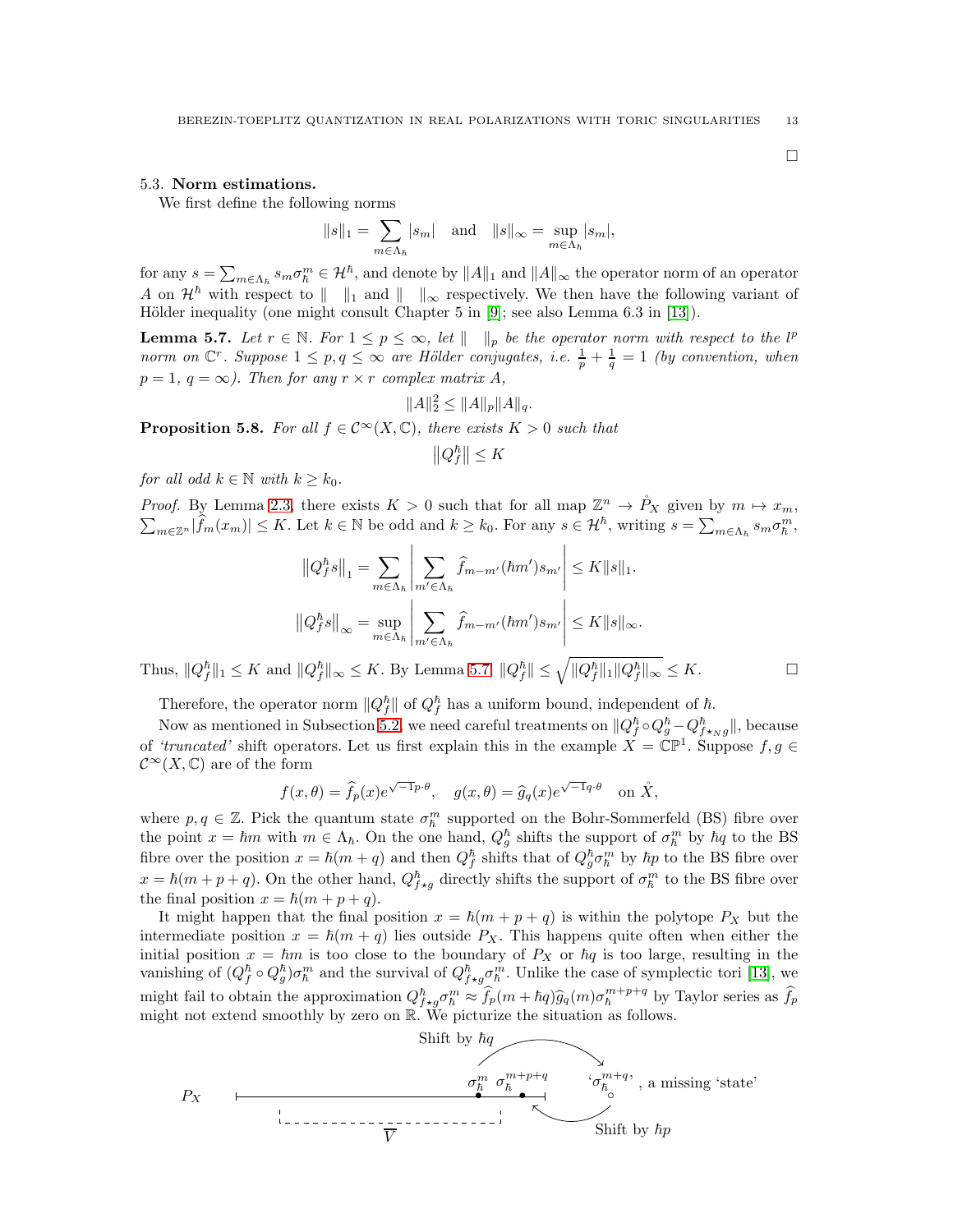□

### 5.3. Norm estimations.

We first define the following norms

$$\|s\|_1 = \sum_{m\in\Lambda_\hbar} |s_m| \quad \text{and} \quad \|s\|_\infty = \sup_{m\in\Lambda_\hbar} |s_m|,$$

for any $s = \sum_{m\in\Lambda_\hbar} s_m \sigma_\hbar^m \in \mathcal{H}^\hbar$, and denote by $\|A\|_1$ and $\|A\|_\infty$ the operator norm of an operator $A$ on $\mathcal{H}^\hbar$ with respect to $\|\ \ \|_1$ and $\|\ \ \|_\infty$ respectively. We then have the following variant of Hölder inequality (one might consult Chapter 5 in [9]; see also Lemma 6.3 in [13]).

**Lemma 5.7.** *Let $r \in \mathbb{N}$. For $1 \le p \le \infty$, let $\|\ \ \|_p$ be the operator norm with respect to the $l^p$ norm on $\mathbb{C}^r$. Suppose $1 \le p, q \le \infty$ are Hölder conjugates, i.e. $\frac{1}{p} + \frac{1}{q} = 1$ (by convention, when $p = 1$, $q = \infty$). Then for any $r \times r$ complex matrix $A$,*

$$\|A\|_2^2 \le \|A\|_p \|A\|_q.$$

**Proposition 5.8.** *For all $f \in \mathcal{C}^\infty(X, \mathbb{C})$, there exists $K > 0$ such that*

$$\left\|Q_f^\hbar\right\| \le K$$

*for all odd $k \in \mathbb{N}$ with $k \ge k_0$.*

*Proof.* By Lemma 2.3, there exists $K > 0$ such that for all map $\mathbb{Z}^n \to \mathring{P}_X$ given by $m \mapsto x_m$, $\sum_{m\in\mathbb{Z}^n} |\widehat{f}_m(x_m)| \le K$. Let $k \in \mathbb{N}$ be odd and $k \ge k_0$. For any $s \in \mathcal{H}^\hbar$, writing $s = \sum_{m\in\Lambda_\hbar} s_m \sigma_\hbar^m$,

$$\left\|Q_f^\hbar s\right\|_1 = \sum_{m\in\Lambda_\hbar} \left| \sum_{m'\in\Lambda_\hbar} \widehat{f}_{m-m'}(\hbar m') s_{m'} \right| \le K\|s\|_1.$$

$$\left\|Q_f^\hbar s\right\|_\infty = \sup_{m\in\Lambda_\hbar} \left| \sum_{m'\in\Lambda_\hbar} \widehat{f}_{m-m'}(\hbar m') s_{m'} \right| \le K\|s\|_\infty.$$

Thus, $\|Q_f^\hbar\|_1 \le K$ and $\|Q_f^\hbar\|_\infty \le K$. By Lemma 5.7, $\|Q_f^\hbar\| \le \sqrt{\|Q_f^\hbar\|_1 \|Q_f^\hbar\|_\infty} \le K$. □

Therefore, the operator norm $\|Q_f^\hbar\|$ of $Q_f^\hbar$ has a uniform bound, independent of $\hbar$.

Now as mentioned in Subsection 5.2, we need careful treatments on $\|Q_f^\hbar \circ Q_g^\hbar - Q_{f\star_N g}^\hbar\|$, because of *'truncated'* shift operators. Let us first explain this in the example $X = \mathbb{CP}^1$. Suppose $f, g \in \mathcal{C}^\infty(X, \mathbb{C})$ are of the form

$$f(x, \theta) = \widehat{f}_p(x) e^{\sqrt{-1}p\cdot\theta}, \quad g(x, \theta) = \widehat{g}_q(x) e^{\sqrt{-1}q\cdot\theta} \quad \text{on } \mathring{X},$$

where $p, q \in \mathbb{Z}$. Pick the quantum state $\sigma_\hbar^m$ supported on the Bohr-Sommerfeld (BS) fibre over the point $x = \hbar m$ with $m \in \Lambda_\hbar$. On the one hand, $Q_g^\hbar$ shifts the support of $\sigma_\hbar^m$ by $\hbar q$ to the BS fibre over the position $x = \hbar(m + q)$ and then $Q_f^\hbar$ shifts that of $Q_g^\hbar \sigma_\hbar^m$ by $\hbar p$ to the BS fibre over $x = \hbar(m + p + q)$. On the other hand, $Q_{f\star g}^\hbar$ directly shifts the support of $\sigma_\hbar^m$ to the BS fibre over the final position $x = \hbar(m + p + q)$.

It might happen that the final position $x = \hbar(m + p + q)$ is within the polytope $P_X$ but the intermediate position $x = \hbar(m + q)$ lies outside $P_X$. This happens quite often when either the initial position $x = \hbar m$ is too close to the boundary of $P_X$ or $\hbar q$ is too large, resulting in the vanishing of $(Q_f^\hbar \circ Q_g^\hbar)\sigma_\hbar^m$ and the survival of $Q_{f\star g}^\hbar \sigma_\hbar^m$. Unlike the case of symplectic tori [13], we might fail to obtain the approximation $Q_{f\star g}^\hbar \sigma_\hbar^m \approx \widehat{f}_p(m + \hbar q)\widehat{g}_q(m)\sigma_\hbar^{m+p+q}$ by Taylor series as $\widehat{f}_p$ might not extend smoothly by zero on $\mathbb{R}$. We picturize the situation as follows.

Shift by $\hbar q$

$P_X$ $\quad$ $\sigma_\hbar^m$ $\quad$ $\sigma_\hbar^{m+p+q}$ $\quad$ '$\sigma_\hbar^{m+q}$', a missing 'state'

$\overline{V}$ $\quad$ Shift by $\hbar p$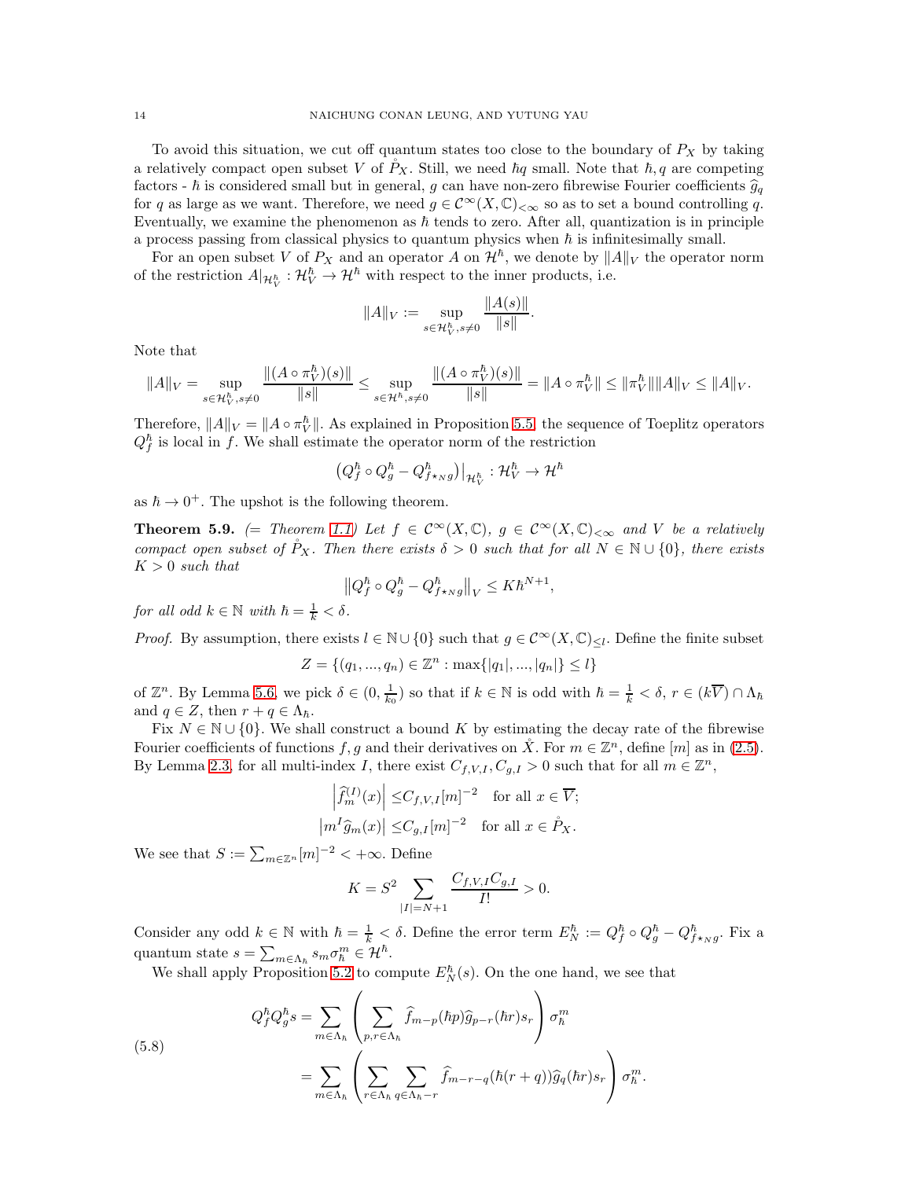To avoid this situation, we cut off quantum states too close to the boundary of $P_X$ by taking a relatively compact open subset $V$ of $\mathring{P}_X$. Still, we need $\hbar q$ small. Note that $\hbar, q$ are competing factors - $\hbar$ is considered small but in general, $g$ can have non-zero fibrewise Fourier coefficients $\widehat{g}_q$ for $q$ as large as we want. Therefore, we need $g \in \mathcal{C}^\infty(X,\mathbb{C})_{<\infty}$ so as to set a bound controlling $q$. Eventually, we examine the phenomenon as $\hbar$ tends to zero. After all, quantization is in principle a process passing from classical physics to quantum physics when $\hbar$ is infinitesimally small.

For an open subset $V$ of $P_X$ and an operator $A$ on $\mathcal{H}^\hbar$, we denote by $\|A\|_V$ the operator norm of the restriction $A|_{\mathcal{H}^\hbar_V} : \mathcal{H}^\hbar_V \to \mathcal{H}^\hbar$ with respect to the inner products, i.e.

$$\|A\|_V := \sup_{s\in\mathcal{H}^\hbar_V, s\neq 0} \frac{\|A(s)\|}{\|s\|}.$$

Note that

$$\|A\|_V = \sup_{s\in\mathcal{H}^\hbar_V, s\neq 0} \frac{\|(A\circ\pi^\hbar_V)(s)\|}{\|s\|} \leq \sup_{s\in\mathcal{H}^\hbar, s\neq 0} \frac{\|(A\circ\pi^\hbar_V)(s)\|}{\|s\|} = \|A\circ\pi^\hbar_V\| \leq \|\pi^\hbar_V\|\|A\|_V \leq \|A\|_V.$$

Therefore, $\|A\|_V = \|A\circ\pi^\hbar_V\|$. As explained in Proposition 5.5, the sequence of Toeplitz operators $Q^\hbar_f$ is local in $f$. We shall estimate the operator norm of the restriction

$$\left(Q^\hbar_f \circ Q^\hbar_g - Q^\hbar_{f\star_N g}\right)\big|_{\mathcal{H}^\hbar_V} : \mathcal{H}^\hbar_V \to \mathcal{H}^\hbar$$

as $\hbar \to 0^+$. The upshot is the following theorem.

**Theorem 5.9.** *(= Theorem 1.1) Let $f \in \mathcal{C}^\infty(X,\mathbb{C})$, $g \in \mathcal{C}^\infty(X,\mathbb{C})_{<\infty}$ and $V$ be a relatively compact open subset of $\mathring{P}_X$. Then there exists $\delta > 0$ such that for all $N \in \mathbb{N}\cup\{0\}$, there exists $K > 0$ such that*

$$\left\|Q^\hbar_f \circ Q^\hbar_g - Q^\hbar_{f\star_N g}\right\|_V \leq K\hbar^{N+1},$$

*for all odd $k \in \mathbb{N}$ with $\hbar = \frac{1}{k} < \delta$.*

*Proof.* By assumption, there exists $l \in \mathbb{N}\cup\{0\}$ such that $g \in \mathcal{C}^\infty(X,\mathbb{C})_{\leq l}$. Define the finite subset

$$Z = \{(q_1, ..., q_n) \in \mathbb{Z}^n : \max\{|q_1|, ..., |q_n|\} \leq l\}$$

of $\mathbb{Z}^n$. By Lemma 5.6, we pick $\delta \in (0, \frac{1}{k_0})$ so that if $k \in \mathbb{N}$ is odd with $\hbar = \frac{1}{k} < \delta$, $r \in (k\overline{V}) \cap \Lambda_\hbar$ and $q \in Z$, then $r + q \in \Lambda_\hbar$.

Fix $N \in \mathbb{N}\cup\{0\}$. We shall construct a bound $K$ by estimating the decay rate of the fibrewise Fourier coefficients of functions $f, g$ and their derivatives on $\mathring{X}$. For $m \in \mathbb{Z}^n$, define $[m]$ as in (2.5). By Lemma 2.3, for all multi-index $I$, there exist $C_{f,V,I}, C_{g,I} > 0$ such that for all $m \in \mathbb{Z}^n$,

$$\begin{aligned}
\left|\widehat{f}^{(I)}_m(x)\right| &\leq C_{f,V,I}[m]^{-2} \quad \text{for all } x \in \overline{V};\\
\left|m^I \widehat{g}_m(x)\right| &\leq C_{g,I}[m]^{-2} \quad \text{for all } x \in \mathring{P}_X.
\end{aligned}$$

We see that $S := \sum_{m\in\mathbb{Z}^n}[m]^{-2} < +\infty$. Define

$$K = S^2 \sum_{|I|=N+1} \frac{C_{f,V,I}C_{g,I}}{I!} > 0.$$

Consider any odd $k \in \mathbb{N}$ with $\hbar = \frac{1}{k} < \delta$. Define the error term $E^\hbar_N := Q^\hbar_f \circ Q^\hbar_g - Q^\hbar_{f\star_N g}$. Fix a quantum state $s = \sum_{m\in\Lambda_\hbar} s_m \sigma^m_\hbar \in \mathcal{H}^\hbar$.

We shall apply Proposition 5.2 to compute $E^\hbar_N(s)$. On the one hand, we see that

$$\begin{aligned}
Q^\hbar_f Q^\hbar_g s &= \sum_{m\in\Lambda_\hbar}\left(\sum_{p,r\in\Lambda_\hbar} \widehat{f}_{m-p}(\hbar p)\widehat{g}_{p-r}(\hbar r)s_r\right)\sigma^m_\hbar\\
&= \sum_{m\in\Lambda_\hbar}\left(\sum_{r\in\Lambda_\hbar}\sum_{q\in\Lambda_\hbar - r} \widehat{f}_{m-r-q}(\hbar(r+q))\widehat{g}_q(\hbar r)s_r\right)\sigma^m_\hbar.
\end{aligned} \tag{5.8}$$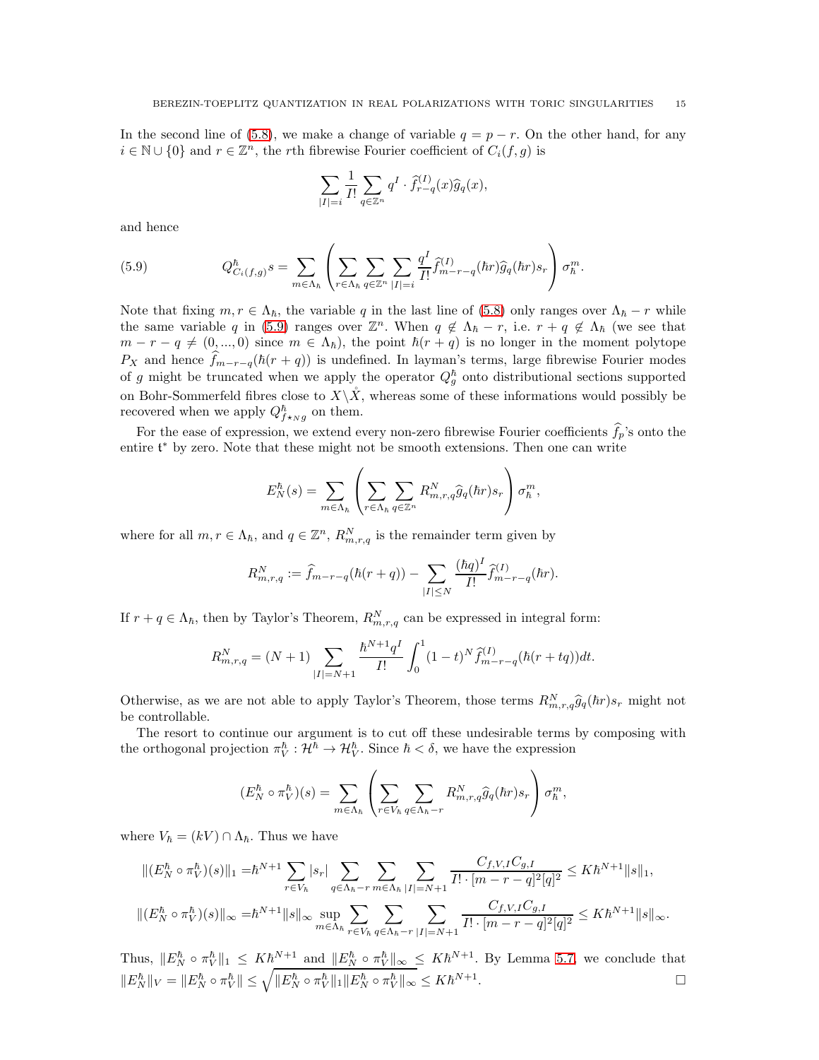In the second line of (5.8), we make a change of variable $q = p - r$. On the other hand, for any $i \in \mathbb{N} \cup \{0\}$ and $r \in \mathbb{Z}^n$, the $r$th fibrewise Fourier coefficient of $C_i(f, g)$ is

$$\sum_{|I|=i} \frac{1}{I!} \sum_{q \in \mathbb{Z}^n} q^I \cdot \widehat{f}^{(I)}_{r-q}(x) \widehat{g}_q(x),$$

and hence

$$Q^\hbar_{C_i(f,g)} s = \sum_{m \in \Lambda_\hbar} \left( \sum_{r \in \Lambda_\hbar} \sum_{q \in \mathbb{Z}^n} \sum_{|I|=i} \frac{q^I}{I!} \widehat{f}^{(I)}_{m-r-q}(\hbar r) \widehat{g}_q(\hbar r) s_r \right) \sigma^m_\hbar. \tag{5.9}$$

Note that fixing $m, r \in \Lambda_\hbar$, the variable $q$ in the last line of (5.8) only ranges over $\Lambda_\hbar - r$ while the same variable $q$ in (5.9) ranges over $\mathbb{Z}^n$. When $q \notin \Lambda_\hbar - r$, i.e. $r + q \notin \Lambda_\hbar$ (we see that $m - r - q \neq (0, ..., 0)$ since $m \in \Lambda_\hbar$), the point $\hbar(r + q)$ is no longer in the moment polytope $P_X$ and hence $\widehat{f}_{m-r-q}(\hbar(r + q))$ is undefined. In layman's terms, large fibrewise Fourier modes of $g$ might be truncated when we apply the operator $Q^\hbar_g$ onto distributional sections supported on Bohr-Sommerfeld fibres close to $X \backslash \mathring{X}$, whereas some of these informations would possibly be recovered when we apply $Q^\hbar_{f \star_N g}$ on them.

For the ease of expression, we extend every non-zero fibrewise Fourier coefficients $\widehat{f}_p$'s onto the entire $\mathfrak{t}^*$ by zero. Note that these might not be smooth extensions. Then one can write

$$E^\hbar_N(s) = \sum_{m \in \Lambda_\hbar} \left( \sum_{r \in \Lambda_\hbar} \sum_{q \in \mathbb{Z}^n} R^N_{m,r,q} \widehat{g}_q(\hbar r) s_r \right) \sigma^m_\hbar,$$

where for all $m, r \in \Lambda_\hbar$, and $q \in \mathbb{Z}^n$, $R^N_{m,r,q}$ is the remainder term given by

$$R^N_{m,r,q} := \widehat{f}_{m-r-q}(\hbar(r + q)) - \sum_{|I| \leq N} \frac{(\hbar q)^I}{I!} \widehat{f}^{(I)}_{m-r-q}(\hbar r).$$

If $r + q \in \Lambda_\hbar$, then by Taylor's Theorem, $R^N_{m,r,q}$ can be expressed in integral form:

$$R^N_{m,r,q} = (N + 1) \sum_{|I|=N+1} \frac{\hbar^{N+1} q^I}{I!} \int_0^1 (1 - t)^N \widehat{f}^{(I)}_{m-r-q}(\hbar(r + tq)) dt.$$

Otherwise, as we are not able to apply Taylor's Theorem, those terms $R^N_{m,r,q} \widehat{g}_q(\hbar r) s_r$ might not be controllable.

The resort to continue our argument is to cut off these undesirable terms by composing with the orthogonal projection $\pi^\hbar_V : \mathcal{H}^\hbar \to \mathcal{H}^\hbar_V$. Since $\hbar < \delta$, we have the expression

$$(E^\hbar_N \circ \pi^\hbar_V)(s) = \sum_{m \in \Lambda_\hbar} \left( \sum_{r \in V_\hbar} \sum_{q \in \Lambda_\hbar - r} R^N_{m,r,q} \widehat{g}_q(\hbar r) s_r \right) \sigma^m_\hbar,$$

where $V_\hbar = (kV) \cap \Lambda_\hbar$. Thus we have

$$\begin{aligned}
\|(E^\hbar_N \circ \pi^\hbar_V)(s)\|_1 =& \hbar^{N+1} \sum_{r \in V_\hbar} |s_r| \sum_{q \in \Lambda_\hbar - r} \sum_{m \in \Lambda_\hbar} \sum_{|I|=N+1} \frac{C_{f,V,I} C_{g,I}}{I! \cdot [m - r - q]^2 [q]^2} \leq K \hbar^{N+1} \|s\|_1, \\
\|(E^\hbar_N \circ \pi^\hbar_V)(s)\|_\infty =& \hbar^{N+1} \|s\|_\infty \sup_{m \in \Lambda_\hbar} \sum_{r \in V_\hbar} \sum_{q \in \Lambda_\hbar - r} \sum_{|I|=N+1} \frac{C_{f,V,I} C_{g,I}}{I! \cdot [m - r - q]^2 [q]^2} \leq K \hbar^{N+1} \|s\|_\infty.
\end{aligned}$$

Thus, $\|E^\hbar_N \circ \pi^\hbar_V\|_1 \leq K \hbar^{N+1}$ and $\|E^\hbar_N \circ \pi^\hbar_V\|_\infty \leq K \hbar^{N+1}$. By Lemma 5.7, we conclude that $\|E^\hbar_N\|_V = \|E^\hbar_N \circ \pi^\hbar_V\| \leq \sqrt{\|E^\hbar_N \circ \pi^\hbar_V\|_1 \|E^\hbar_N \circ \pi^\hbar_V\|_\infty} \leq K \hbar^{N+1}$. $\square$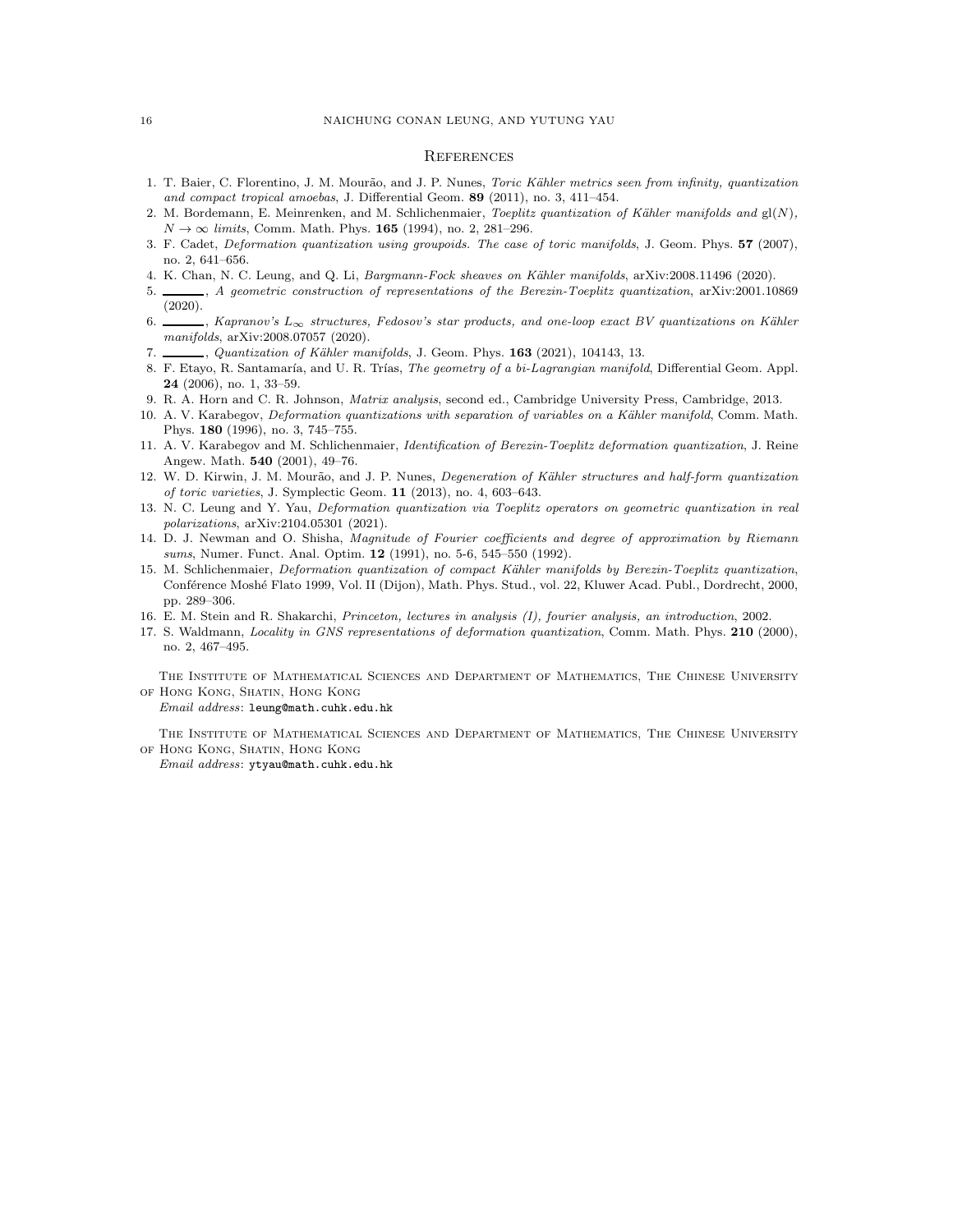## References

1. T. Baier, C. Florentino, J. M. Mourão, and J. P. Nunes, *Toric Kähler metrics seen from infinity, quantization and compact tropical amoebas*, J. Differential Geom. **89** (2011), no. 3, 411–454.
2. M. Bordemann, E. Meinrenken, and M. Schlichenmaier, *Toeplitz quantization of Kähler manifolds and* $\mathrm{gl}(N)$*,* $N \to \infty$ *limits*, Comm. Math. Phys. **165** (1994), no. 2, 281–296.
3. F. Cadet, *Deformation quantization using groupoids. The case of toric manifolds*, J. Geom. Phys. **57** (2007), no. 2, 641–656.
4. K. Chan, N. C. Leung, and Q. Li, *Bargmann-Fock sheaves on Kähler manifolds*, arXiv:2008.11496 (2020).
5. ______, *A geometric construction of representations of the Berezin-Toeplitz quantization*, arXiv:2001.10869 (2020).
6. ______, *Kapranov's* $L_\infty$ *structures, Fedosov's star products, and one-loop exact BV quantizations on Kähler manifolds*, arXiv:2008.07057 (2020).
7. ______, *Quantization of Kähler manifolds*, J. Geom. Phys. **163** (2021), 104143, 13.
8. F. Etayo, R. Santamaría, and U. R. Trías, *The geometry of a bi-Lagrangian manifold*, Differential Geom. Appl. **24** (2006), no. 1, 33–59.
9. R. A. Horn and C. R. Johnson, *Matrix analysis*, second ed., Cambridge University Press, Cambridge, 2013.
10. A. V. Karabegov, *Deformation quantizations with separation of variables on a Kähler manifold*, Comm. Math. Phys. **180** (1996), no. 3, 745–755.
11. A. V. Karabegov and M. Schlichenmaier, *Identification of Berezin-Toeplitz deformation quantization*, J. Reine Angew. Math. **540** (2001), 49–76.
12. W. D. Kirwin, J. M. Mourão, and J. P. Nunes, *Degeneration of Kähler structures and half-form quantization of toric varieties*, J. Symplectic Geom. **11** (2013), no. 4, 603–643.
13. N. C. Leung and Y. Yau, *Deformation quantization via Toeplitz operators on geometric quantization in real polarizations*, arXiv:2104.05301 (2021).
14. D. J. Newman and O. Shisha, *Magnitude of Fourier coefficients and degree of approximation by Riemann sums*, Numer. Funct. Anal. Optim. **12** (1991), no. 5-6, 545–550 (1992).
15. M. Schlichenmaier, *Deformation quantization of compact Kähler manifolds by Berezin-Toeplitz quantization*, Conférence Moshé Flato 1999, Vol. II (Dijon), Math. Phys. Stud., vol. 22, Kluwer Acad. Publ., Dordrecht, 2000, pp. 289–306.
16. E. M. Stein and R. Shakarchi, *Princeton, lectures in analysis (I), fourier analysis, an introduction*, 2002.
17. S. Waldmann, *Locality in GNS representations of deformation quantization*, Comm. Math. Phys. **210** (2000), no. 2, 467–495.

The Institute of Mathematical Sciences and Department of Mathematics, The Chinese University of Hong Kong, Shatin, Hong Kong
*Email address*: leung@math.cuhk.edu.hk

The Institute of Mathematical Sciences and Department of Mathematics, The Chinese University of Hong Kong, Shatin, Hong Kong
*Email address*: ytyau@math.cuhk.edu.hk